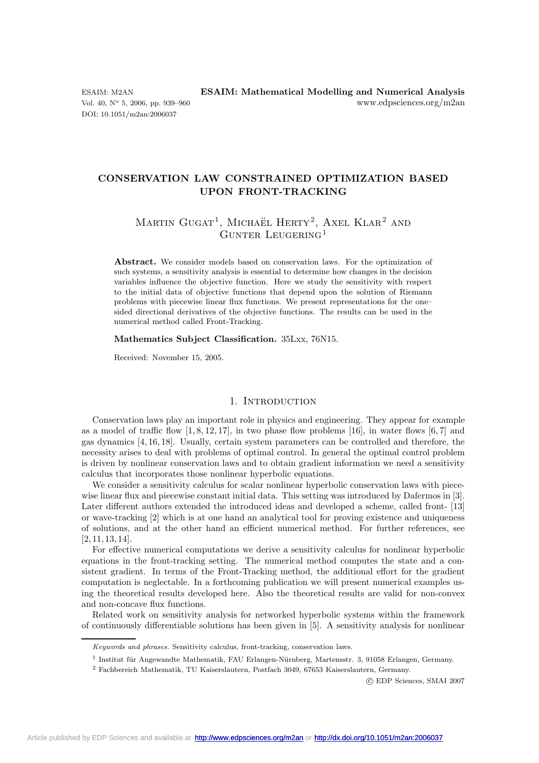ESAIM: M2AN **ESAIM: Mathematical Modelling and Numerical Analysis**
DOI: 10.1051/m2an:2006037

# CONSERVATION LAW CONSTRAINED OPTIMIZATION BASED UPON FRONT-TRACKING

Martin Gugat[1], Michaël Herty[2], Axel Klar[2] and Gunter Leugering[1]

**Abstract.** We consider models based on conservation laws. For the optimization of such systems, a sensitivity analysis is essential to determine how changes in the decision variables influence the objective function. Here we study the sensitivity with respect to the initial data of objective functions that depend upon the solution of Riemann problems with piecewise linear flux functions. We present representations for the one–sided directional derivatives of the objective functions. The results can be used in the numerical method called Front-Tracking.

**Mathematics Subject Classification.** 35Lxx, 76N15.

Received: November 15, 2005.

## 1. Introduction

Conservation laws play an important role in physics and engineering. They appear for example as a model of traffic flow [1, 8, 12, 17], in two phase flow problems [16], in water flows [6, 7] and gas dynamics [4, 16, 18]. Usually, certain system parameters can be controlled and therefore, the necessity arises to deal with problems of optimal control. In general the optimal control problem is driven by nonlinear conservation laws and to obtain gradient information we need a sensitivity calculus that incorporates those nonlinear hyperbolic equations.

We consider a sensitivity calculus for scalar nonlinear hyperbolic conservation laws with piecewise linear flux and piecewise constant initial data. This setting was introduced by Dafermos in [3]. Later different authors extended the introduced ideas and developed a scheme, called front- [13] or wave-tracking [2] which is at one hand an analytical tool for proving existence and uniqueness of solutions, and at the other hand an efficient numerical method. For further references, see [2, 11, 13, 14].

For effective numerical computations we derive a sensitivity calculus for nonlinear hyperbolic equations in the front-tracking setting. The numerical method computes the state and a consistent gradient. In terms of the Front-Tracking method, the additional effort for the gradient computation is neglectable. In a forthcoming publication we will present numerical examples using the theoretical results developed here. Also the theoretical results are valid for non-convex and non-concave flux functions.

Related work on sensitivity analysis for networked hyperbolic systems within the framework of continuously differentiable solutions has been given in [5]. A sensitivity analysis for nonlinear

---

*Keywords and phrases.* Sensitivity calculus, front-tracking, conservation laws.

[1] Institut für Angewandte Mathematik, FAU Erlangen-Nürnberg, Martensstr. 3, 91058 Erlangen, Germany.

[2] Fachbereich Mathematik, TU Kaiserslautern, Postfach 3049, 67653 Kaiserslautern, Germany.

© EDP Sciences, SMAI 2007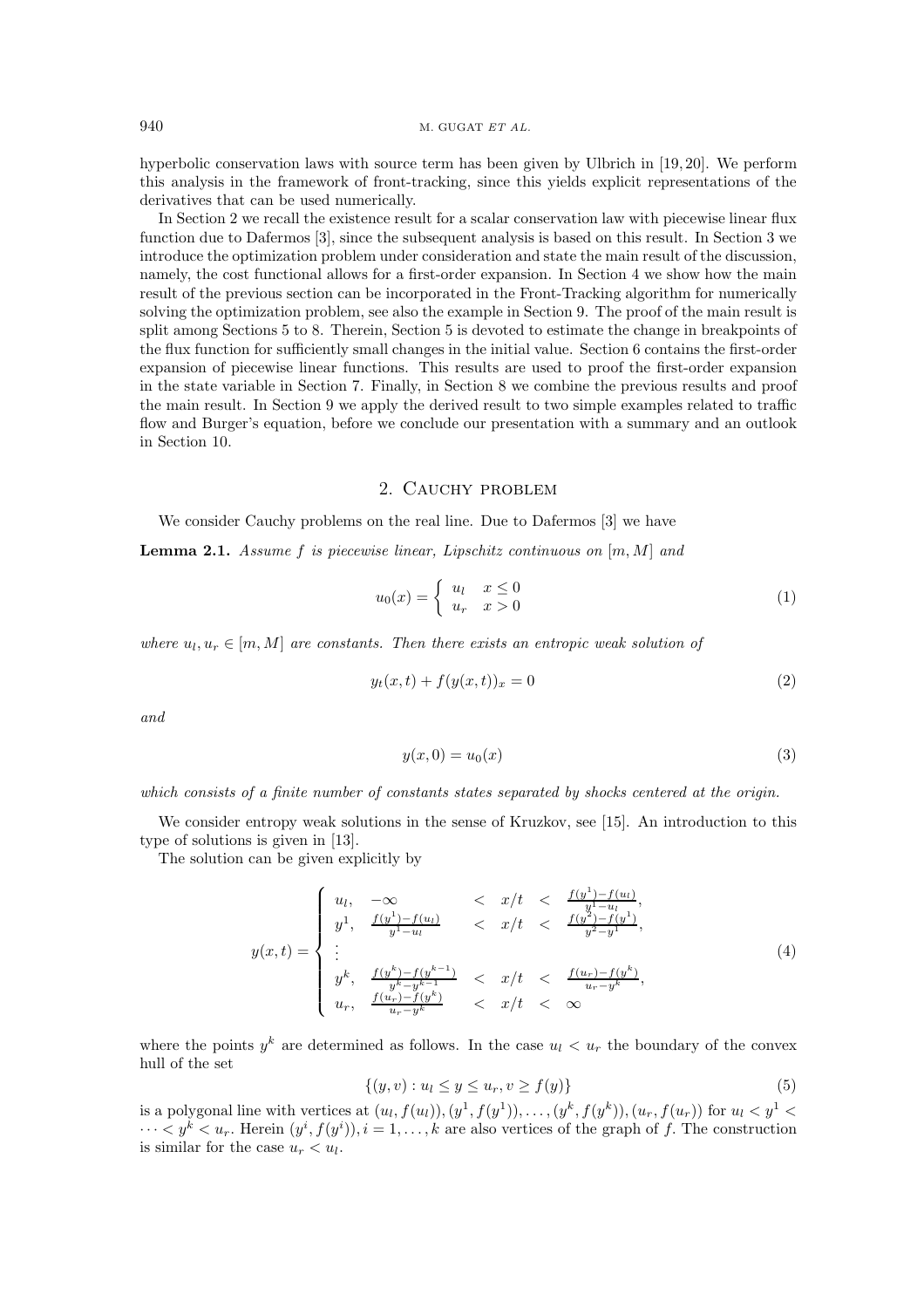hyperbolic conservation laws with source term has been given by Ulbrich in [19, 20]. We perform this analysis in the framework of front-tracking, since this yields explicit representations of the derivatives that can be used numerically.

In Section 2 we recall the existence result for a scalar conservation law with piecewise linear flux function due to Dafermos [3], since the subsequent analysis is based on this result. In Section 3 we introduce the optimization problem under consideration and state the main result of the discussion, namely, the cost functional allows for a first-order expansion. In Section 4 we show how the main result of the previous section can be incorporated in the Front-Tracking algorithm for numerically solving the optimization problem, see also the example in Section 9. The proof of the main result is split among Sections 5 to 8. Therein, Section 5 is devoted to estimate the change in breakpoints of the flux function for sufficiently small changes in the initial value. Section 6 contains the first-order expansion of piecewise linear functions. This results are used to proof the first-order expansion in the state variable in Section 7. Finally, in Section 8 we combine the previous results and proof the main result. In Section 9 we apply the derived result to two simple examples related to traffic flow and Burger's equation, before we conclude our presentation with a summary and an outlook in Section 10.

## 2. Cauchy problem

We consider Cauchy problems on the real line. Due to Dafermos [3] we have

**Lemma 2.1.** *Assume $f$ is piecewise linear, Lipschitz continuous on $[m, M]$ and*

$$u_0(x) = \begin{cases} u_l & x \leq 0 \\ u_r & x > 0 \end{cases} \tag{1}$$

*where $u_l, u_r \in [m, M]$ are constants. Then there exists an entropic weak solution of*

$$y_t(x,t) + f(y(x,t))_x = 0 \tag{2}$$

*and*

$$y(x, 0) = u_0(x) \tag{3}$$

*which consists of a finite number of constants states separated by shocks centered at the origin.*

We consider entropy weak solutions in the sense of Kruzkov, see [15]. An introduction to this type of solutions is given in [13].

The solution can be given explicitly by

$$y(x,t) = \begin{cases} u_l, & -\infty < x/t < \frac{f(y^1)-f(u_l)}{y^1-u_l}, \\ y^1, & \frac{f(y^1)-f(u_l)}{y^1-u_l} < x/t < \frac{f(y^2)-f(y^1)}{y^2-y^1}, \\ \vdots & \\ y^k, & \frac{f(y^k)-f(y^{k-1})}{y^k-y^{k-1}} < x/t < \frac{f(u_r)-f(y^k)}{u_r-y^k}, \\ u_r, & \frac{f(u_r)-f(y^k)}{u_r-y^k} < x/t < \infty \end{cases} \tag{4}$$

where the points $y^k$ are determined as follows. In the case $u_l < u_r$ the boundary of the convex hull of the set

$$\{(y, v) : u_l \leq y \leq u_r, v \geq f(y)\} \tag{5}$$

is a polygonal line with vertices at $(u_l, f(u_l)), (y^1, f(y^1)), \ldots, (y^k, f(y^k)), (u_r, f(u_r))$ for $u_l < y^1 < \cdots < y^k < u_r$. Herein $(y^i, f(y^i)), i = 1, \ldots, k$ are also vertices of the graph of $f$. The construction is similar for the case $u_r < u_l$.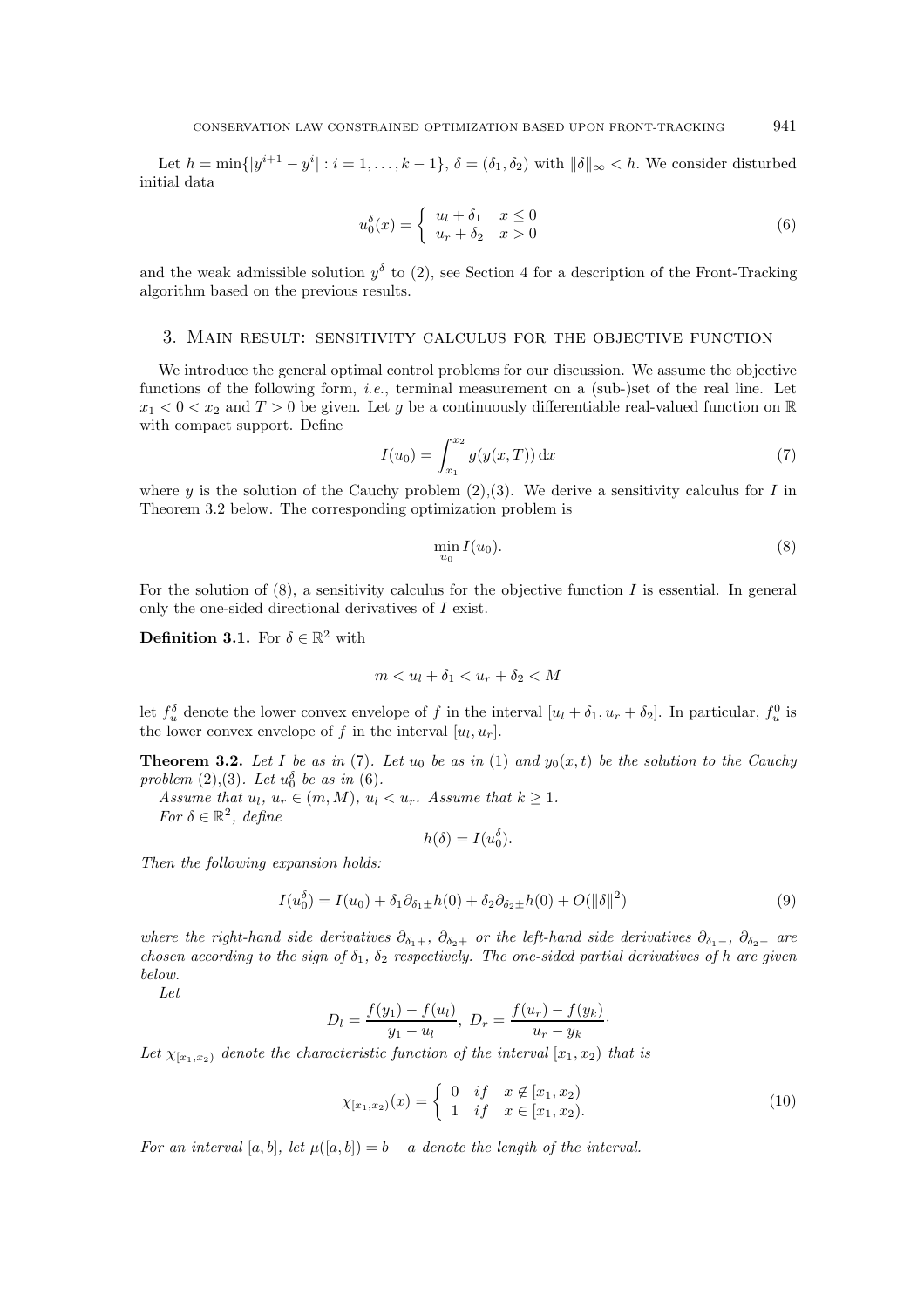Let $h = \min\{|y^{i+1} - y^i| : i = 1, \ldots, k-1\}$, $\delta = (\delta_1, \delta_2)$ with $\|\delta\|_\infty < h$. We consider disturbed initial data

$$u_0^\delta(x) = \begin{cases} u_l + \delta_1 & x \leq 0 \\ u_r + \delta_2 & x > 0 \end{cases} \tag{6}$$

and the weak admissible solution $y^\delta$ to (2), see Section 4 for a description of the Front-Tracking algorithm based on the previous results.

## 3. Main result: sensitivity calculus for the objective function

We introduce the general optimal control problems for our discussion. We assume the objective functions of the following form, *i.e.*, terminal measurement on a (sub-)set of the real line. Let $x_1 < 0 < x_2$ and $T > 0$ be given. Let $g$ be a continuously differentiable real-valued function on $\mathbb{R}$ with compact support. Define

$$I(u_0) = \int_{x_1}^{x_2} g(y(x,T))\,\mathrm{d}x \tag{7}$$

where $y$ is the solution of the Cauchy problem (2),(3). We derive a sensitivity calculus for $I$ in Theorem 3.2 below. The corresponding optimization problem is

$$\min_{u_0} I(u_0). \tag{8}$$

For the solution of (8), a sensitivity calculus for the objective function $I$ is essential. In general only the one-sided directional derivatives of $I$ exist.

**Definition 3.1.** For $\delta \in \mathbb{R}^2$ with

$$m < u_l + \delta_1 < u_r + \delta_2 < M$$

let $f_u^\delta$ denote the lower convex envelope of $f$ in the interval $[u_l + \delta_1, u_r + \delta_2]$. In particular, $f_u^0$ is the lower convex envelope of $f$ in the interval $[u_l, u_r]$.

**Theorem 3.2.** *Let $I$ be as in* (7). *Let $u_0$ be as in* (1) *and $y_0(x,t)$ be the solution to the Cauchy problem* (2),(3). *Let $u_0^\delta$ be as in* (6).

*Assume that $u_l$, $u_r \in (m, M)$, $u_l < u_r$. Assume that $k \geq 1$.*

*For $\delta \in \mathbb{R}^2$, define*

$$h(\delta) = I(u_0^\delta).$$

*Then the following expansion holds:*

$$I(u_0^\delta) = I(u_0) + \delta_1 \partial_{\delta_1 \pm} h(0) + \delta_2 \partial_{\delta_2 \pm} h(0) + O(\|\delta\|^2) \tag{9}$$

*where the right-hand side derivatives $\partial_{\delta_1 +}$, $\partial_{\delta_2 +}$ or the left-hand side derivatives $\partial_{\delta_1 -}$, $\partial_{\delta_2 -}$ are chosen according to the sign of $\delta_1$, $\delta_2$ respectively. The one-sided partial derivatives of $h$ are given below.*

*Let*

$$D_l = \frac{f(y_1) - f(u_l)}{y_1 - u_l},\ D_r = \frac{f(u_r) - f(y_k)}{u_r - y_k}.$$

*Let $\chi_{[x_1,x_2)}$ denote the characteristic function of the interval $[x_1, x_2)$ that is*

$$\chi_{[x_1,x_2)}(x) = \begin{cases} 0 & if \quad x \notin [x_1, x_2) \\ 1 & if \quad x \in [x_1, x_2). \end{cases} \tag{10}$$

*For an interval $[a,b]$, let $\mu([a,b]) = b - a$ denote the length of the interval.*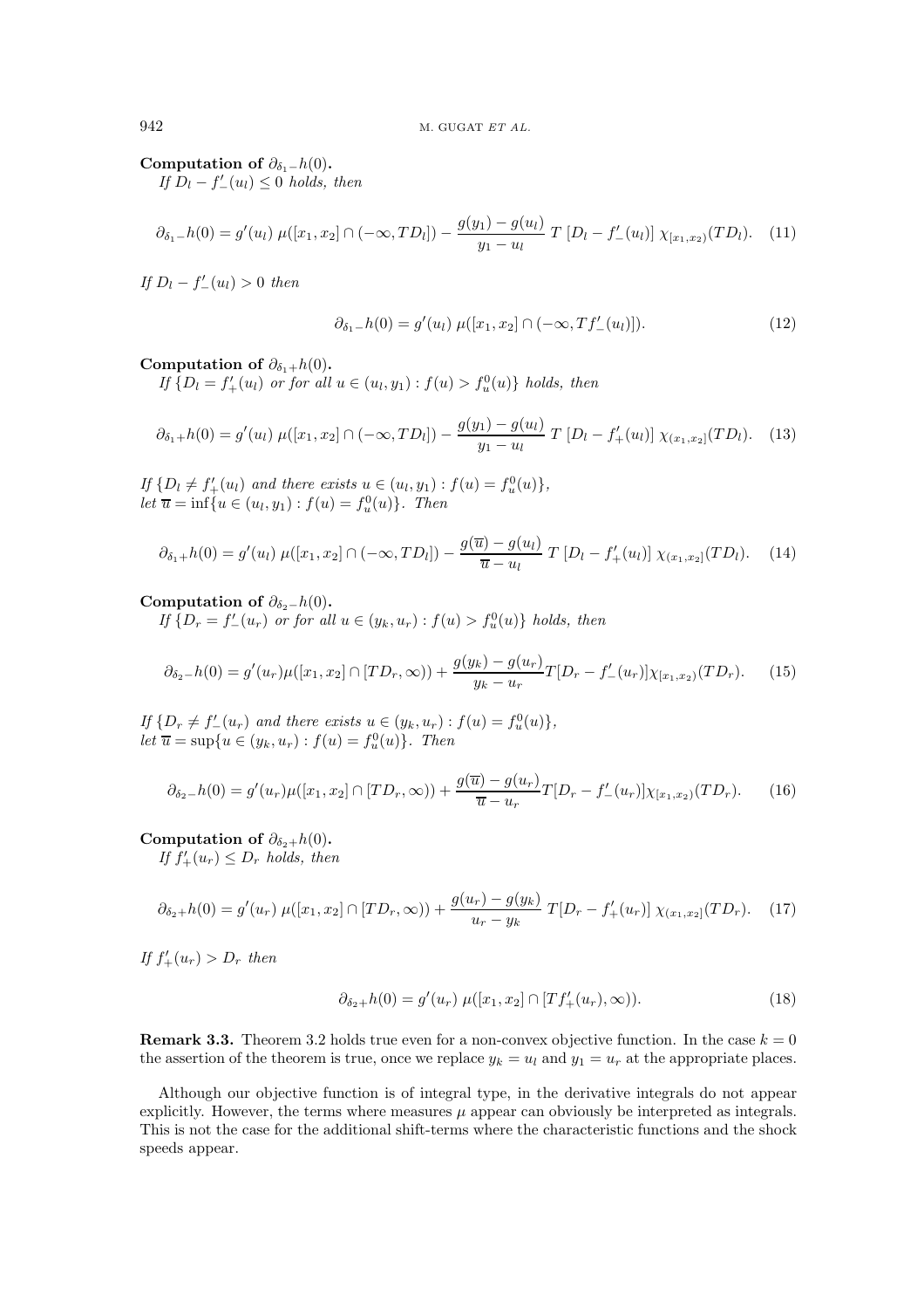**Computation of $\partial_{\delta_1 -} h(0)$.**

*If $D_l - f'_-(u_l) \le 0$ holds, then*

$$\partial_{\delta_1 -} h(0) = g'(u_l)\, \mu([x_1, x_2] \cap (-\infty, TD_l]) - \frac{g(y_1) - g(u_l)}{y_1 - u_l}\, T\, [D_l - f'_-(u_l)]\, \chi_{[x_1,x_2)}(TD_l). \quad (11)$$

*If $D_l - f'_-(u_l) > 0$ then*

$$\partial_{\delta_1 -} h(0) = g'(u_l)\, \mu([x_1, x_2] \cap (-\infty, Tf'_-(u_l)]). \quad (12)$$

**Computation of $\partial_{\delta_1 +} h(0)$.**

*If $\{D_l = f'_+(u_l)$ or for all $u \in (u_l, y_1) : f(u) > f^0_u(u)\}$ holds, then*

$$\partial_{\delta_1 +} h(0) = g'(u_l)\, \mu([x_1, x_2] \cap (-\infty, TD_l]) - \frac{g(y_1) - g(u_l)}{y_1 - u_l}\, T\, [D_l - f'_+(u_l)]\, \chi_{(x_1,x_2]}(TD_l). \quad (13)$$

*If $\{D_l \neq f'_+(u_l)$ and there exists $u \in (u_l, y_1) : f(u) = f^0_u(u)\}$,*
*let $\overline{u} = \inf\{u \in (u_l, y_1) : f(u) = f^0_u(u)\}$. Then*

$$\partial_{\delta_1 +} h(0) = g'(u_l)\, \mu([x_1, x_2] \cap (-\infty, TD_l]) - \frac{g(\overline{u}) - g(u_l)}{\overline{u} - u_l}\, T\, [D_l - f'_+(u_l)]\, \chi_{(x_1,x_2]}(TD_l). \quad (14)$$

**Computation of $\partial_{\delta_2 -} h(0)$.**

*If $\{D_r = f'_-(u_r)$ or for all $u \in (y_k, u_r) : f(u) > f^0_u(u)\}$ holds, then*

$$\partial_{\delta_2 -} h(0) = g'(u_r)\mu([x_1, x_2] \cap [TD_r, \infty)) + \frac{g(y_k) - g(u_r)}{y_k - u_r} T[D_r - f'_-(u_r)]\chi_{[x_1,x_2)}(TD_r). \quad (15)$$

*If $\{D_r \neq f'_-(u_r)$ and there exists $u \in (y_k, u_r) : f(u) = f^0_u(u)\}$,*
*let $\overline{u} = \sup\{u \in (y_k, u_r) : f(u) = f^0_u(u)\}$. Then*

$$\partial_{\delta_2 -} h(0) = g'(u_r)\mu([x_1, x_2] \cap [TD_r, \infty)) + \frac{g(\overline{u}) - g(u_r)}{\overline{u} - u_r} T[D_r - f'_-(u_r)]\chi_{[x_1,x_2)}(TD_r). \quad (16)$$

**Computation of $\partial_{\delta_2 +} h(0)$.**

*If $f'_+(u_r) \le D_r$ holds, then*

$$\partial_{\delta_2 +} h(0) = g'(u_r)\, \mu([x_1, x_2] \cap [TD_r, \infty)) + \frac{g(u_r) - g(y_k)}{u_r - y_k}\, T[D_r - f'_+(u_r)]\, \chi_{(x_1,x_2]}(TD_r). \quad (17)$$

*If $f'_+(u_r) > D_r$ then*

$$\partial_{\delta_2 +} h(0) = g'(u_r)\, \mu([x_1, x_2] \cap [Tf'_+(u_r), \infty)). \quad (18)$$

**Remark 3.3.** Theorem 3.2 holds true even for a non-convex objective function. In the case $k = 0$ the assertion of the theorem is true, once we replace $y_k = u_l$ and $y_1 = u_r$ at the appropriate places.

Although our objective function is of integral type, in the derivative integrals do not appear explicitly. However, the terms where measures $\mu$ appear can obviously be interpreted as integrals. This is not the case for the additional shift-terms where the characteristic functions and the shock speeds appear.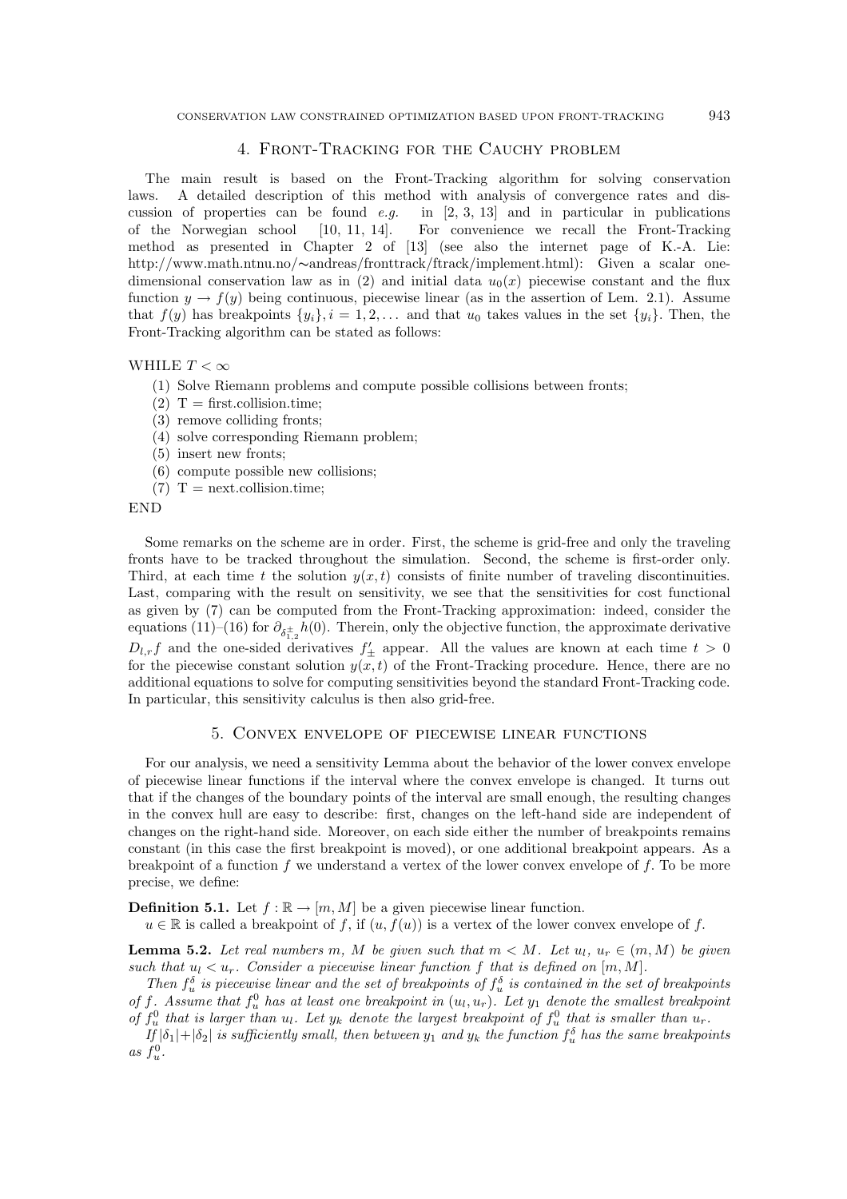## 4. Front-Tracking for the Cauchy problem

The main result is based on the Front-Tracking algorithm for solving conservation laws. A detailed description of this method with analysis of convergence rates and discussion of properties can be found *e.g.* in [2, 3, 13] and in particular in publications of the Norwegian school [10, 11, 14]. For convenience we recall the Front-Tracking method as presented in Chapter 2 of [13] (see also the internet page of K.-A. Lie: http://www.math.ntnu.no/∼andreas/fronttrack/ftrack/implement.html): Given a scalar one-dimensional conservation law as in (2) and initial data $u_0(x)$ piecewise constant and the flux function $y \to f(y)$ being continuous, piecewise linear (as in the assertion of Lem. 2.1). Assume that $f(y)$ has breakpoints $\{y_i\}, i = 1, 2, \ldots$ and that $u_0$ takes values in the set $\{y_i\}$. Then, the Front-Tracking algorithm can be stated as follows:

WHILE $T < \infty$

1. Solve Riemann problems and compute possible collisions between fronts;
2. T = first.collision.time;
3. remove colliding fronts;
4. solve corresponding Riemann problem;
5. insert new fronts;
6. compute possible new collisions;
7. T = next.collision.time;

END

Some remarks on the scheme are in order. First, the scheme is grid-free and only the traveling fronts have to be tracked throughout the simulation. Second, the scheme is first-order only. Third, at each time $t$ the solution $y(x,t)$ consists of finite number of traveling discontinuities. Last, comparing with the result on sensitivity, we see that the sensitivities for cost functional as given by (7) can be computed from the Front-Tracking approximation: indeed, consider the equations (11)–(16) for $\partial_{\delta^{\pm}_{1,2}} h(0)$. Therein, only the objective function, the approximate derivative $D_{l,r}f$ and the one-sided derivatives $f'_{\pm}$ appear. All the values are known at each time $t > 0$ for the piecewise constant solution $y(x,t)$ of the Front-Tracking procedure. Hence, there are no additional equations to solve for computing sensitivities beyond the standard Front-Tracking code. In particular, this sensitivity calculus is then also grid-free.

## 5. Convex envelope of piecewise linear functions

For our analysis, we need a sensitivity Lemma about the behavior of the lower convex envelope of piecewise linear functions if the interval where the convex envelope is changed. It turns out that if the changes of the boundary points of the interval are small enough, the resulting changes in the convex hull are easy to describe: first, changes on the left-hand side are independent of changes on the right-hand side. Moreover, on each side either the number of breakpoints remains constant (in this case the first breakpoint is moved), or one additional breakpoint appears. As a breakpoint of a function $f$ we understand a vertex of the lower convex envelope of $f$. To be more precise, we define:

**Definition 5.1.** Let $f : \mathbb{R} \to [m, M]$ be a given piecewise linear function.
$u \in \mathbb{R}$ is called a breakpoint of $f$, if $(u, f(u))$ is a vertex of the lower convex envelope of $f$.

**Lemma 5.2.** *Let real numbers $m$, $M$ be given such that $m < M$. Let $u_l$, $u_r \in (m, M)$ be given such that $u_l < u_r$. Consider a piecewise linear function $f$ that is defined on $[m, M]$.*

*Then $f^\delta_u$ is piecewise linear and the set of breakpoints of $f^\delta_u$ is contained in the set of breakpoints of $f$. Assume that $f^0_u$ has at least one breakpoint in $(u_l, u_r)$. Let $y_1$ denote the smallest breakpoint of $f^0_u$ that is larger than $u_l$. Let $y_k$ denote the largest breakpoint of $f^0_u$ that is smaller than $u_r$.*

*If $|\delta_1| + |\delta_2|$ is sufficiently small, then between $y_1$ and $y_k$ the function $f^\delta_u$ has the same breakpoints as $f^0_u$.*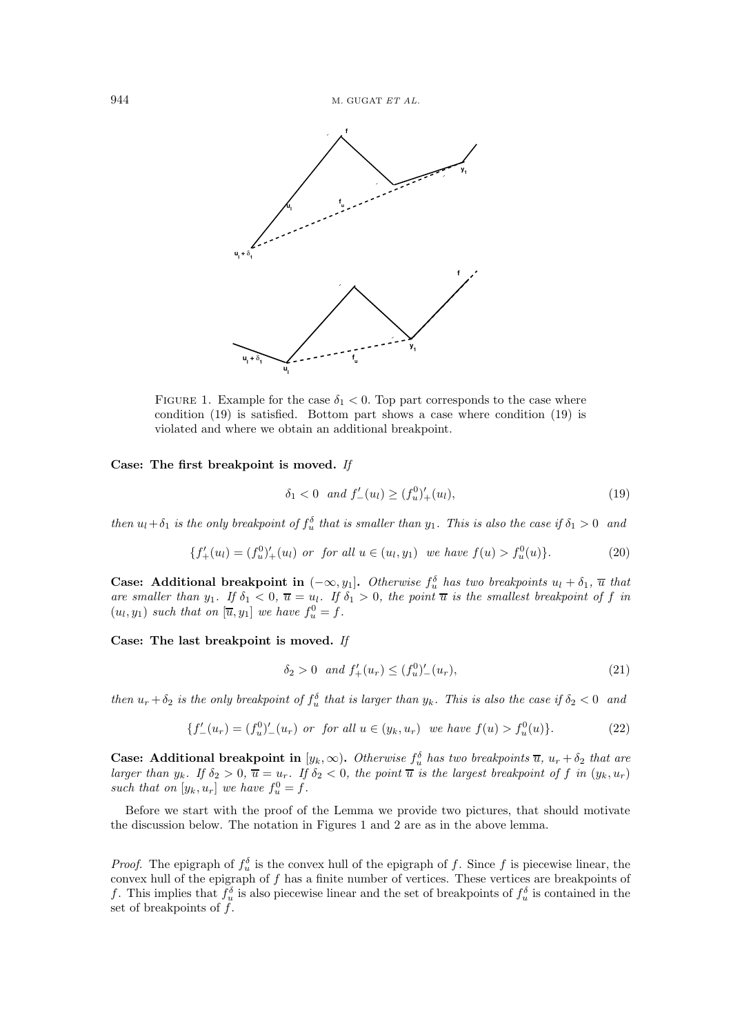FIGURE 1. Example for the case $\delta_1 < 0$. Top part corresponds to the case where condition (19) is satisfied. Bottom part shows a case where condition (19) is violated and where we obtain an additional breakpoint.

**Case: The first breakpoint is moved.** *If*

$$\delta_1 < 0 \quad \text{and } f'_-(u_l) \geq (f_u^0)'_+(u_l), \tag{19}$$

*then* $u_l + \delta_1$ *is the only breakpoint of* $f_u^\delta$ *that is smaller than* $y_1$*. This is also the case if* $\delta_1 > 0$ *and*

$$\{f'_+(u_l) = (f_u^0)'_+(u_l) \text{ or } \text{ for all } u \in (u_l, y_1) \text{ we have } f(u) > f_u^0(u)\}. \tag{20}$$

**Case: Additional breakpoint in** $(-\infty, y_1]$**.** *Otherwise* $f_u^\delta$ *has two breakpoints* $u_l + \delta_1$, $\overline{u}$ *that are smaller than* $y_1$*. If* $\delta_1 < 0$, $\overline{u} = u_l$*. If* $\delta_1 > 0$*, the point* $\overline{u}$ *is the smallest breakpoint of* $f$ *in* $(u_l, y_1)$ *such that on* $[\overline{u}, y_1]$ *we have* $f_u^0 = f$*.*

**Case: The last breakpoint is moved.** *If*

$$\delta_2 > 0 \quad \text{and } f'_+(u_r) \leq (f_u^0)'_-(u_r), \tag{21}$$

*then* $u_r + \delta_2$ *is the only breakpoint of* $f_u^\delta$ *that is larger than* $y_k$*. This is also the case if* $\delta_2 < 0$ *and*

$$\{f'_-(u_r) = (f_u^0)'_-(u_r) \text{ or } \text{ for all } u \in (y_k, u_r) \text{ we have } f(u) > f_u^0(u)\}. \tag{22}$$

**Case: Additional breakpoint in** $[y_k, \infty)$**.** *Otherwise* $f_u^\delta$ *has two breakpoints* $\overline{u}$, $u_r + \delta_2$ *that are larger than* $y_k$*. If* $\delta_2 > 0$, $\overline{u} = u_r$*. If* $\delta_2 < 0$*, the point* $\overline{u}$ *is the largest breakpoint of* $f$ *in* $(y_k, u_r)$ *such that on* $[y_k, u_r]$ *we have* $f_u^0 = f$*.*

Before we start with the proof of the Lemma we provide two pictures, that should motivate the discussion below. The notation in Figures 1 and 2 are as in the above lemma.

*Proof.* The epigraph of $f_u^\delta$ is the convex hull of the epigraph of $f$. Since $f$ is piecewise linear, the convex hull of the epigraph of $f$ has a finite number of vertices. These vertices are breakpoints of $f$. This implies that $f_u^\delta$ is also piecewise linear and the set of breakpoints of $f_u^\delta$ is contained in the set of breakpoints of $f$.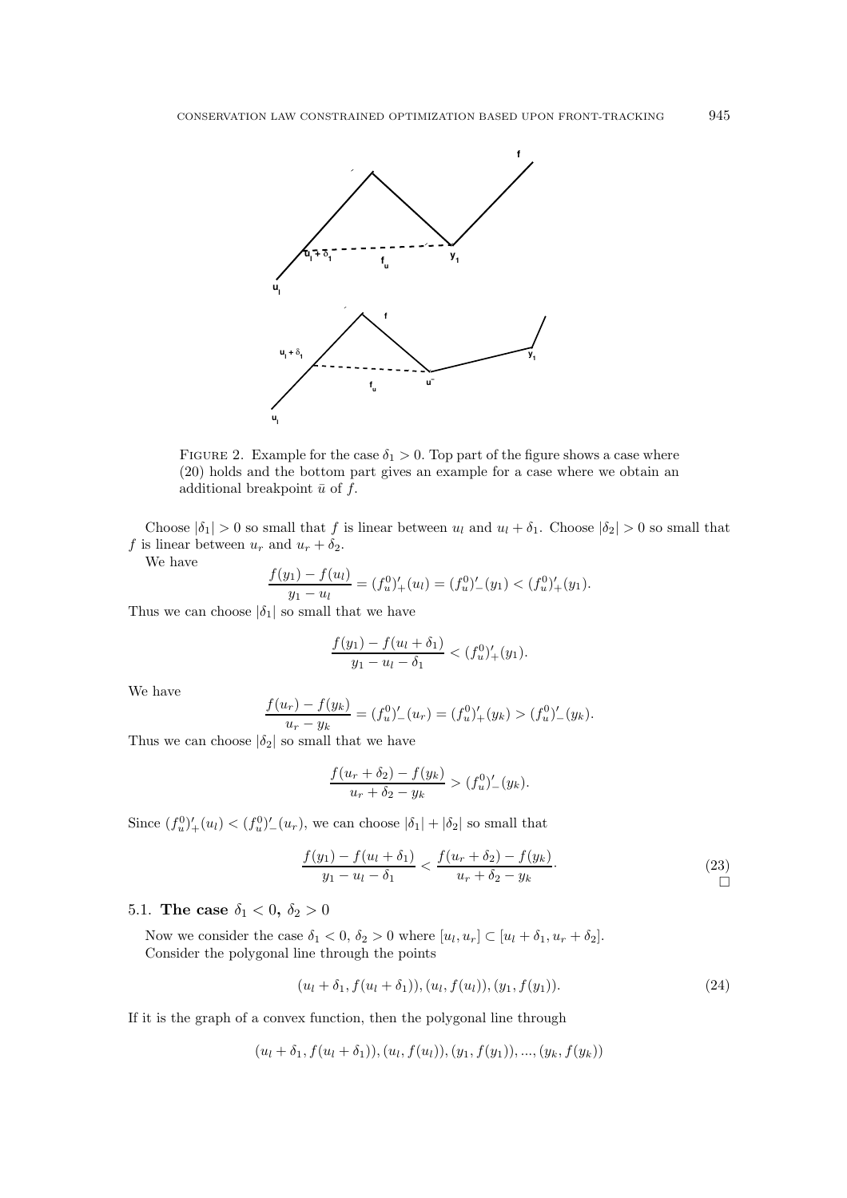FIGURE 2. Example for the case $\delta_1 > 0$. Top part of the figure shows a case where (20) holds and the bottom part gives an example for a case where we obtain an additional breakpoint $\bar{u}$ of $f$.

Choose $|\delta_1| > 0$ so small that $f$ is linear between $u_l$ and $u_l + \delta_1$. Choose $|\delta_2| > 0$ so small that $f$ is linear between $u_r$ and $u_r + \delta_2$.

We have

$$\frac{f(y_1) - f(u_l)}{y_1 - u_l} = (f_u^0)'_+(u_l) = (f_u^0)'_-(y_1) < (f_u^0)'_+(y_1).$$

Thus we can choose $|\delta_1|$ so small that we have

$$\frac{f(y_1) - f(u_l + \delta_1)}{y_1 - u_l - \delta_1} < (f_u^0)'_+(y_1).$$

We have

$$\frac{f(u_r) - f(y_k)}{u_r - y_k} = (f_u^0)'_-(u_r) = (f_u^0)'_+(y_k) > (f_u^0)'_-(y_k).$$

Thus we can choose $|\delta_2|$ so small that we have

$$\frac{f(u_r + \delta_2) - f(y_k)}{u_r + \delta_2 - y_k} > (f_u^0)'_-(y_k).$$

Since $(f_u^0)'_+(u_l) < (f_u^0)'_-(u_r)$, we can choose $|\delta_1| + |\delta_2|$ so small that

$$\frac{f(y_1) - f(u_l + \delta_1)}{y_1 - u_l - \delta_1} < \frac{f(u_r + \delta_2) - f(y_k)}{u_r + \delta_2 - y_k}. \tag{23}$$

□

### 5.1. The case $\delta_1 < 0$, $\delta_2 > 0$

Now we consider the case $\delta_1 < 0$, $\delta_2 > 0$ where $[u_l, u_r] \subset [u_l + \delta_1, u_r + \delta_2]$.

Consider the polygonal line through the points

$$(u_l + \delta_1, f(u_l + \delta_1)), (u_l, f(u_l)), (y_1, f(y_1)). \tag{24}$$

If it is the graph of a convex function, then the polygonal line through

$$(u_l + \delta_1, f(u_l + \delta_1)), (u_l, f(u_l)), (y_1, f(y_1)), ..., (y_k, f(y_k))$$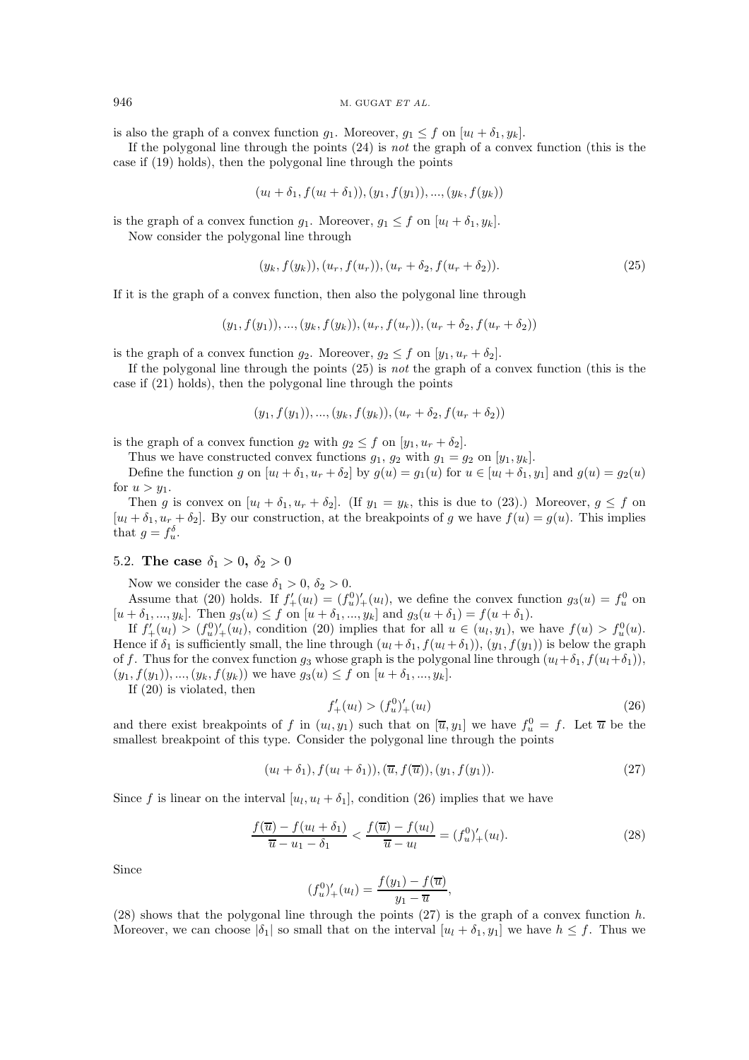is also the graph of a convex function $g_1$. Moreover, $g_1 \le f$ on $[u_l + \delta_1, y_k]$.

If the polygonal line through the points (24) is *not* the graph of a convex function (this is the case if (19) holds), then the polygonal line through the points

$$(u_l + \delta_1, f(u_l + \delta_1)), (y_1, f(y_1)), ..., (y_k, f(y_k))$$

is the graph of a convex function $g_1$. Moreover, $g_1 \le f$ on $[u_l + \delta_1, y_k]$.

Now consider the polygonal line through

$$(y_k, f(y_k)), (u_r, f(u_r)), (u_r + \delta_2, f(u_r + \delta_2)). \tag{25}$$

If it is the graph of a convex function, then also the polygonal line through

$$(y_1, f(y_1)), ..., (y_k, f(y_k)), (u_r, f(u_r)), (u_r + \delta_2, f(u_r + \delta_2))$$

is the graph of a convex function $g_2$. Moreover, $g_2 \le f$ on $[y_1, u_r + \delta_2]$.

If the polygonal line through the points (25) is *not* the graph of a convex function (this is the case if (21) holds), then the polygonal line through the points

$$(y_1, f(y_1)), ..., (y_k, f(y_k)), (u_r + \delta_2, f(u_r + \delta_2))$$

is the graph of a convex function $g_2$ with $g_2 \le f$ on $[y_1, u_r + \delta_2]$.

Thus we have constructed convex functions $g_1$, $g_2$ with $g_1 = g_2$ on $[y_1, y_k]$.

Define the function $g$ on $[u_l + \delta_1, u_r + \delta_2]$ by $g(u) = g_1(u)$ for $u \in [u_l + \delta_1, y_1]$ and $g(u) = g_2(u)$ for $u > y_1$.

Then $g$ is convex on $[u_l + \delta_1, u_r + \delta_2]$. (If $y_1 = y_k$, this is due to (23).) Moreover, $g \le f$ on $[u_l + \delta_1, u_r + \delta_2]$. By our construction, at the breakpoints of $g$ we have $f(u) = g(u)$. This implies that $g = f_u^\delta$.

### 5.2. The case $\delta_1 > 0$, $\delta_2 > 0$

Now we consider the case $\delta_1 > 0$, $\delta_2 > 0$.

Assume that (20) holds. If $f'_+(u_l) = (f_u^0)'_+(u_l)$, we define the convex function $g_3(u) = f_u^0$ on $[u + \delta_1, ..., y_k]$. Then $g_3(u) \le f$ on $[u + \delta_1, ..., y_k]$ and $g_3(u + \delta_1) = f(u + \delta_1)$.

If $f'_+(u_l) > (f_u^0)'_+(u_l)$, condition (20) implies that for all $u \in (u_l, y_1)$, we have $f(u) > f_u^0(u)$. Hence if $\delta_1$ is sufficiently small, the line through $(u_l + \delta_1, f(u_l + \delta_1))$, $(y_1, f(y_1))$ is below the graph of $f$. Thus for the convex function $g_3$ whose graph is the polygonal line through $(u_l + \delta_1, f(u_l + \delta_1))$, $(y_1, f(y_1)), ..., (y_k, f(y_k))$ we have $g_3(u) \le f$ on $[u + \delta_1, ..., y_k]$.

If (20) is violated, then

$$f'_+(u_l) > (f_u^0)'_+(u_l) \tag{26}$$

and there exist breakpoints of $f$ in $(u_l, y_1)$ such that on $[\overline{u}, y_1]$ we have $f_u^0 = f$. Let $\overline{u}$ be the smallest breakpoint of this type. Consider the polygonal line through the points

$$(u_l + \delta_1), f(u_l + \delta_1)), (\overline{u}, f(\overline{u})), (y_1, f(y_1)). \tag{27}$$

Since $f$ is linear on the interval $[u_l, u_l + \delta_1]$, condition (26) implies that we have

$$\frac{f(\overline{u}) - f(u_l + \delta_1)}{\overline{u} - u_1 - \delta_1} < \frac{f(\overline{u}) - f(u_l)}{\overline{u} - u_l} = (f_u^0)'_+(u_l). \tag{28}$$

Since

$$(f_u^0)'_+(u_l) = \frac{f(y_1) - f(\overline{u})}{y_1 - \overline{u}},$$

(28) shows that the polygonal line through the points (27) is the graph of a convex function $h$. Moreover, we can choose $|\delta_1|$ so small that on the interval $[u_l + \delta_1, y_1]$ we have $h \le f$. Thus we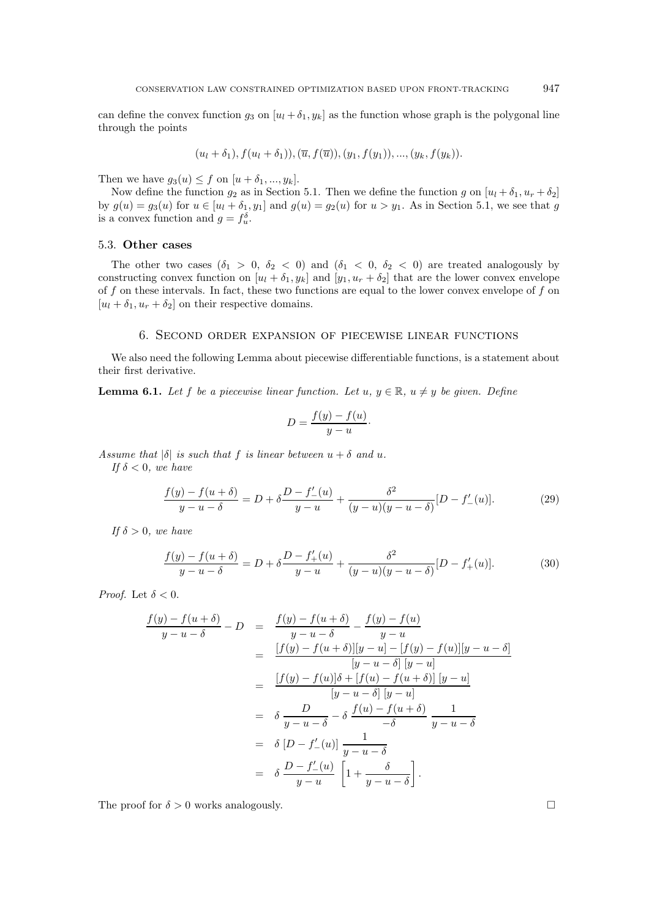can define the convex function $g_3$ on $[u_l + \delta_1, y_k]$ as the function whose graph is the polygonal line through the points

$$(u_l + \delta_1), f(u_l + \delta_1)), (\overline{u}, f(\overline{u})), (y_1, f(y_1)), ..., (y_k, f(y_k)).$$

Then we have $g_3(u) \leq f$ on $[u + \delta_1, ..., y_k]$.

Now define the function $g_2$ as in Section 5.1. Then we define the function $g$ on $[u_l + \delta_1, u_r + \delta_2]$ by $g(u) = g_3(u)$ for $u \in [u_l + \delta_1, y_1]$ and $g(u) = g_2(u)$ for $u > y_1$. As in Section 5.1, we see that $g$ is a convex function and $g = f_u^\delta$.

### 5.3. **Other cases**

The other two cases ($\delta_1 > 0$, $\delta_2 < 0$) and ($\delta_1 < 0$, $\delta_2 < 0$) are treated analogously by constructing convex function on $[u_l + \delta_1, y_k]$ and $[y_1, u_r + \delta_2]$ that are the lower convex envelope of $f$ on these intervals. In fact, these two functions are equal to the lower convex envelope of $f$ on $[u_l + \delta_1, u_r + \delta_2]$ on their respective domains.

## 6. Second order expansion of piecewise linear functions

We also need the following Lemma about piecewise differentiable functions, is a statement about their first derivative.

**Lemma 6.1.** *Let $f$ be a piecewise linear function. Let $u$, $y \in \mathbb{R}$, $u \neq y$ be given. Define*

$$D = \frac{f(y) - f(u)}{y - u}.$$

*Assume that $|\delta|$ is such that $f$ is linear between $u + \delta$ and $u$.*

*If $\delta < 0$, we have*

$$\frac{f(y) - f(u + \delta)}{y - u - \delta} = D + \delta \frac{D - f'_-(u)}{y - u} + \frac{\delta^2}{(y - u)(y - u - \delta)}[D - f'_-(u)]. \tag{29}$$

*If $\delta > 0$, we have*

$$\frac{f(y) - f(u + \delta)}{y - u - \delta} = D + \delta \frac{D - f'_+(u)}{y - u} + \frac{\delta^2}{(y - u)(y - u - \delta)}[D - f'_+(u)]. \tag{30}$$

*Proof.* Let $\delta < 0$.

$$\begin{aligned}
\frac{f(y) - f(u + \delta)}{y - u - \delta} - D &= \frac{f(y) - f(u + \delta)}{y - u - \delta} - \frac{f(y) - f(u)}{y - u} \\
&= \frac{[f(y) - f(u + \delta)][y - u] - [f(y) - f(u)][y - u - \delta]}{[y - u - \delta]\ [y - u]} \\
&= \frac{[f(y) - f(u)]\delta + [f(u) - f(u + \delta)]\ [y - u]}{[y - u - \delta]\ [y - u]} \\
&= \delta \ \frac{D}{y - u - \delta} - \delta \ \frac{f(u) - f(u + \delta)}{-\delta} \ \frac{1}{y - u - \delta} \\
&= \delta \ [D - f'_-(u)] \ \frac{1}{y - u - \delta} \\
&= \delta \ \frac{D - f'_-(u)}{y - u} \ \left[1 + \frac{\delta}{y - u - \delta}\right].
\end{aligned}$$

The proof for $\delta > 0$ works analogously. $\square$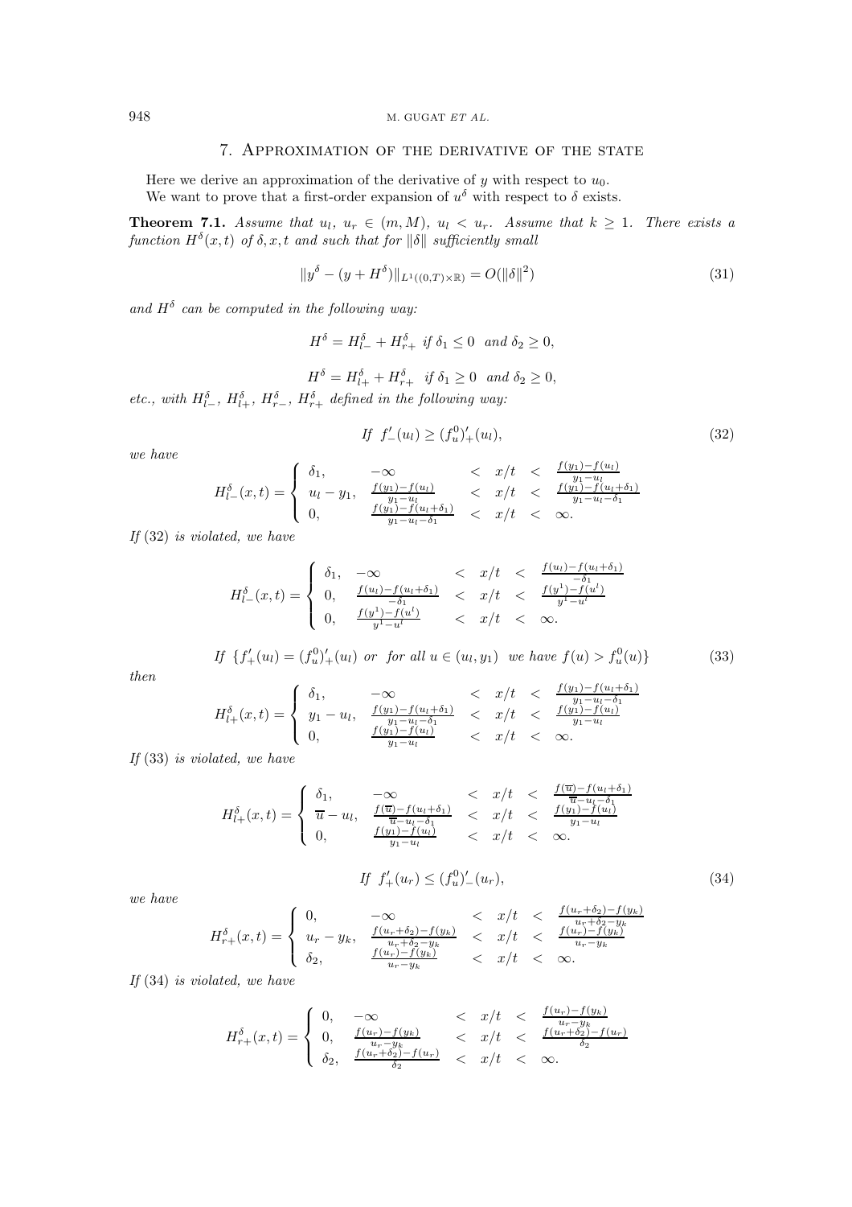## 7. Approximation of the derivative of the state

Here we derive an approximation of the derivative of $y$ with respect to $u_0$.
We want to prove that a first-order expansion of $u^\delta$ with respect to $\delta$ exists.

**Theorem 7.1.** *Assume that $u_l$, $u_r \in (m, M)$, $u_l < u_r$. Assume that $k \geq 1$. There exists a function $H^\delta(x,t)$ of $\delta, x, t$ and such that for $\|\delta\|$ sufficiently small*

$$\|y^\delta - (y + H^\delta)\|_{L^1((0,T)\times\mathbb{R})} = O(\|\delta\|^2) \tag{31}$$

*and $H^\delta$ can be computed in the following way:*

$$H^\delta = H^\delta_{l-} + H^\delta_{r+} \;\text{ if } \delta_1 \leq 0 \;\text{ and } \delta_2 \geq 0,$$

$$H^\delta = H^\delta_{l+} + H^\delta_{r+} \;\text{ if } \delta_1 \geq 0 \;\text{ and } \delta_2 \geq 0,$$

*etc., with $H^\delta_{l-}$, $H^\delta_{l+}$, $H^\delta_{r-}$, $H^\delta_{r+}$ defined in the following way:*

$$\text{If } f'_-(u_l) \geq (f^0_u)'_+(u_l), \tag{32}$$

*we have*

$$H^\delta_{l-}(x,t) = \begin{cases} \delta_1, & -\infty < x/t < \frac{f(y_1)-f(u_l)}{y_1-u_l} \\ u_l - y_1, & \frac{f(y_1)-f(u_l)}{y_1-u_l} < x/t < \frac{f(y_1)-f(u_l+\delta_1)}{y_1-u_l-\delta_1} \\ 0, & \frac{f(y_1)-f(u_l+\delta_1)}{y_1-u_l-\delta_1} < x/t < \infty. \end{cases}$$

*If* (32) *is violated, we have*

$$H^\delta_{l-}(x,t) = \begin{cases} \delta_1, & -\infty < x/t < \frac{f(u_l)-f(u_l+\delta_1)}{-\delta_1} \\ 0, & \frac{f(u_l)-f(u_l+\delta_1)}{-\delta_1} < x/t < \frac{f(y^1)-f(u^l)}{y^1-u^l} \\ 0, & \frac{f(y^1)-f(u^l)}{y^1-u^l} < x/t < \infty. \end{cases}$$

$$\text{If } \{f'_+(u_l) = (f^0_u)'_+(u_l) \text{ or for all } u \in (u_l, y_1) \text{ we have } f(u) > f^0_u(u)\} \tag{33}$$

*then*

$$H^\delta_{l+}(x,t) = \begin{cases} \delta_1, & -\infty < x/t < \frac{f(y_1)-f(u_l+\delta_1)}{y_1-u_l-\delta_1} \\ y_1 - u_l, & \frac{f(y_1)-f(u_l+\delta_1)}{y_1-u_l-\delta_1} < x/t < \frac{f(y_1)-f(u_l)}{y_1-u_l} \\ 0, & \frac{f(y_1)-f(u_l)}{y_1-u_l} < x/t < \infty. \end{cases}$$

*If* (33) *is violated, we have*

$$H^\delta_{l+}(x,t) = \begin{cases} \delta_1, & -\infty < x/t < \frac{f(\overline{u})-f(u_l+\delta_1)}{\overline{u}-u_l-\delta_1} \\ \overline{u} - u_l, & \frac{f(\overline{u})-f(u_l+\delta_1)}{\overline{u}-u_l-\delta_1} < x/t < \frac{f(y_1)-f(u_l)}{y_1-u_l} \\ 0, & \frac{f(y_1)-f(u_l)}{y_1-u_l} < x/t < \infty. \end{cases}$$

$$\text{If } f'_+(u_r) \leq (f^0_u)'_-(u_r), \tag{34}$$

*we have*

$$H^\delta_{r+}(x,t) = \begin{cases} 0, & -\infty < x/t < \frac{f(u_r+\delta_2)-f(y_k)}{u_r+\delta_2-y_k} \\ u_r - y_k, & \frac{f(u_r+\delta_2)-f(y_k)}{u_r+\delta_2-y_k} < x/t < \frac{f(u_r)-f(y_k)}{u_r-y_k} \\ \delta_2, & \frac{f(u_r)-f(y_k)}{u_r-y_k} < x/t < \infty. \end{cases}$$

*If* (34) *is violated, we have*

$$H^\delta_{r+}(x,t) = \begin{cases} 0, & -\infty < x/t < \frac{f(u_r)-f(y_k)}{u_r-y_k} \\ 0, & \frac{f(u_r)-f(y_k)}{u_r-y_k} < x/t < \frac{f(u_r+\delta_2)-f(u_r)}{\delta_2} \\ \delta_2, & \frac{f(u_r+\delta_2)-f(u_r)}{\delta_2} < x/t < \infty. \end{cases}$$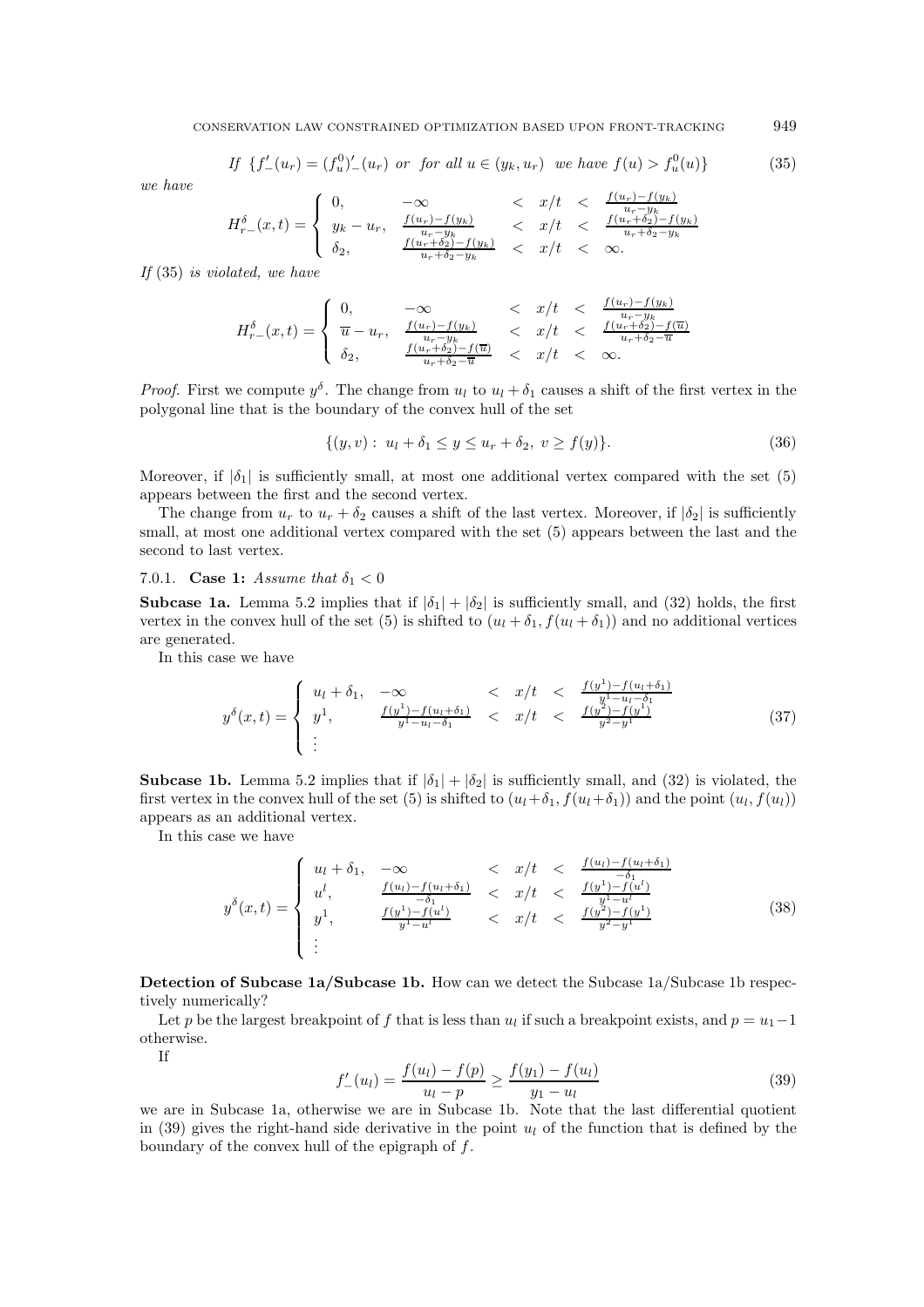$$\text{If } \{f'_-(u_r) = (f_u^0)'_-(u_r) \text{ or for all } u \in (y_k, u_r) \text{ we have } f(u) > f_u^0(u)\} \tag{35}$$

*we have*

$$H_{r-}^\delta(x,t) = \begin{cases} 0, & -\infty < x/t < \frac{f(u_r)-f(y_k)}{u_r-y_k} \\ y_k - u_r, & \frac{f(u_r)-f(y_k)}{u_r-y_k} < x/t < \frac{f(u_r+\delta_2)-f(y_k)}{u_r+\delta_2-y_k} \\ \delta_2, & \frac{f(u_r+\delta_2)-f(y_k)}{u_r+\delta_2-y_k} < x/t < \infty. \end{cases}$$

*If* (35) *is violated, we have*

$$H_{r-}^\delta(x,t) = \begin{cases} 0, & -\infty < x/t < \frac{f(u_r)-f(y_k)}{u_r-y_k} \\ \overline{u} - u_r, & \frac{f(u_r)-f(y_k)}{u_r-y_k} < x/t < \frac{f(u_r+\delta_2)-f(\overline{u})}{u_r+\delta_2-\overline{u}} \\ \delta_2, & \frac{f(u_r+\delta_2)-f(\overline{u})}{u_r+\delta_2-\overline{u}} < x/t < \infty. \end{cases}$$

*Proof.* First we compute $y^\delta$. The change from $u_l$ to $u_l + \delta_1$ causes a shift of the first vertex in the polygonal line that is the boundary of the convex hull of the set

$$\{(y,v) : \ u_l + \delta_1 \le y \le u_r + \delta_2, \ v \ge f(y)\}. \tag{36}$$

Moreover, if $|\delta_1|$ is sufficiently small, at most one additional vertex compared with the set (5) appears between the first and the second vertex.

The change from $u_r$ to $u_r + \delta_2$ causes a shift of the last vertex. Moreover, if $|\delta_2|$ is sufficiently small, at most one additional vertex compared with the set (5) appears between the last and the second to last vertex.

#### 7.0.1. **Case 1:** *Assume that* $\delta_1 < 0$

**Subcase 1a.** Lemma 5.2 implies that if $|\delta_1| + |\delta_2|$ is sufficiently small, and (32) holds, the first vertex in the convex hull of the set (5) is shifted to $(u_l + \delta_1, f(u_l + \delta_1))$ and no additional vertices are generated.

In this case we have

$$y^\delta(x,t) = \begin{cases} u_l + \delta_1, & -\infty < x/t < \frac{f(y^1)-f(u_l+\delta_1)}{y^1-u_l-\delta_1} \\ y^1, & \frac{f(y^1)-f(u_l+\delta_1)}{y^1-u_l-\delta_1} < x/t < \frac{f(y^2)-f(y^1)}{y^2-y^1} \\ \vdots \end{cases} \tag{37}$$

**Subcase 1b.** Lemma 5.2 implies that if $|\delta_1| + |\delta_2|$ is sufficiently small, and (32) is violated, the first vertex in the convex hull of the set (5) is shifted to $(u_l+\delta_1, f(u_l+\delta_1))$ and the point $(u_l, f(u_l))$ appears as an additional vertex.

In this case we have

$$y^\delta(x,t) = \begin{cases} u_l + \delta_1, & -\infty < x/t < \frac{f(u_l)-f(u_l+\delta_1)}{-\delta_1} \\ u^l, & \frac{f(u_l)-f(u_l+\delta_1)}{-\delta_1} < x/t < \frac{f(y^1)-f(u^l)}{y^1-u^l} \\ y^1, & \frac{f(y^1)-f(u^l)}{y^1-u^l} < x/t < \frac{f(y^2)-f(y^1)}{y^2-y^1} \\ \vdots \end{cases} \tag{38}$$

**Detection of Subcase 1a/Subcase 1b.** How can we detect the Subcase 1a/Subcase 1b respectively numerically?

Let $p$ be the largest breakpoint of $f$ that is less than $u_l$ if such a breakpoint exists, and $p = u_1 - 1$ otherwise.

If

$$f'_-(u_l) = \frac{f(u_l) - f(p)}{u_l - p} \ge \frac{f(y_1) - f(u_l)}{y_1 - u_l} \tag{39}$$

we are in Subcase 1a, otherwise we are in Subcase 1b. Note that the last differential quotient in (39) gives the right-hand side derivative in the point $u_l$ of the function that is defined by the boundary of the convex hull of the epigraph of $f$.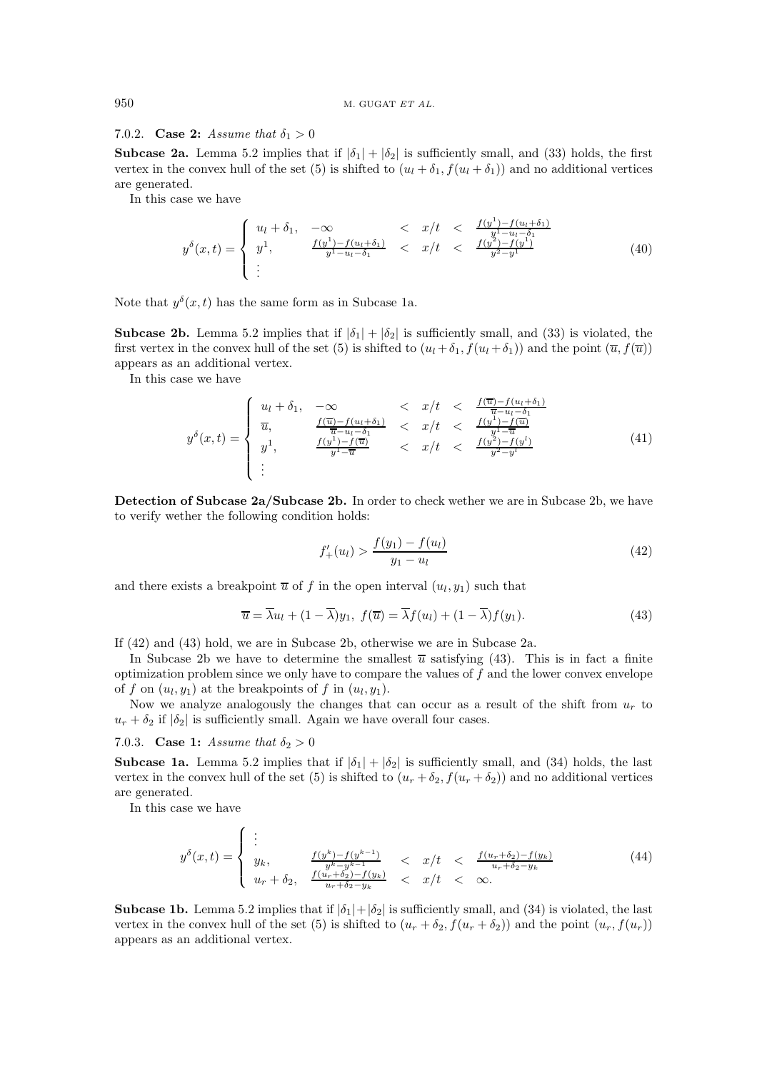#### 7.0.2. **Case 2:** *Assume that* $\delta_1 > 0$

**Subcase 2a.** Lemma 5.2 implies that if $|\delta_1| + |\delta_2|$ is sufficiently small, and (33) holds, the first vertex in the convex hull of the set (5) is shifted to $(u_l + \delta_1, f(u_l + \delta_1))$ and no additional vertices are generated.

In this case we have

$$
y^\delta(x,t) = \begin{cases} u_l + \delta_1, & -\infty < x/t < \frac{f(y^1) - f(u_l + \delta_1)}{y^1 - u_l - \delta_1} \\ y^1, & \frac{f(y^1) - f(u_l + \delta_1)}{y^1 - u_l - \delta_1} < x/t < \frac{f(y^2) - f(y^1)}{y^2 - y^1} \\ \vdots \end{cases} \tag{40}
$$

Note that $y^\delta(x,t)$ has the same form as in Subcase 1a.

**Subcase 2b.** Lemma 5.2 implies that if $|\delta_1| + |\delta_2|$ is sufficiently small, and (33) is violated, the first vertex in the convex hull of the set (5) is shifted to $(u_l + \delta_1, f(u_l + \delta_1))$ and the point $(\overline{u}, f(\overline{u}))$ appears as an additional vertex.

In this case we have

$$
y^\delta(x,t) = \begin{cases} u_l + \delta_1, & -\infty < x/t < \frac{f(\overline{u}) - f(u_l + \delta_1)}{\overline{u} - u_l - \delta_1} \\ \overline{u}, & \frac{f(\overline{u}) - f(u_l + \delta_1)}{\overline{u} - u_l - \delta_1} < x/t < \frac{f(y^1) - f(\overline{u})}{y^1 - \overline{u}} \\ y^1, & \frac{f(y^1) - f(\overline{u})}{y^1 - \overline{u}} < x/t < \frac{f(y^2) - f(y^1)}{y^2 - y^1} \\ \vdots \end{cases} \tag{41}
$$

**Detection of Subcase 2a/Subcase 2b.** In order to check wether we are in Subcase 2b, we have to verify wether the following condition holds:

$$
f'_+(u_l) > \frac{f(y_1) - f(u_l)}{y_1 - u_l} \tag{42}
$$

and there exists a breakpoint $\overline{u}$ of $f$ in the open interval $(u_l, y_1)$ such that

$$
\overline{u} = \overline{\lambda} u_l + (1 - \overline{\lambda}) y_1, \; f(\overline{u}) = \overline{\lambda} f(u_l) + (1 - \overline{\lambda}) f(y_1). \tag{43}
$$

If (42) and (43) hold, we are in Subcase 2b, otherwise we are in Subcase 2a.

In Subcase 2b we have to determine the smallest $\overline{u}$ satisfying (43). This is in fact a finite optimization problem since we only have to compare the values of $f$ and the lower convex envelope of $f$ on $(u_l, y_1)$ at the breakpoints of $f$ in $(u_l, y_1)$.

Now we analyze analogously the changes that can occur as a result of the shift from $u_r$ to $u_r + \delta_2$ if $|\delta_2|$ is sufficiently small. Again we have overall four cases.

#### 7.0.3. **Case 1:** *Assume that* $\delta_2 > 0$

**Subcase 1a.** Lemma 5.2 implies that if $|\delta_1| + |\delta_2|$ is sufficiently small, and (34) holds, the last vertex in the convex hull of the set (5) is shifted to $(u_r + \delta_2, f(u_r + \delta_2))$ and no additional vertices are generated.

In this case we have

$$
y^\delta(x,t) = \begin{cases} \vdots \\ y_k, & \frac{f(y^k) - f(y^{k-1})}{y^k - y^{k-1}} < x/t < \frac{f(u_r + \delta_2) - f(y_k)}{u_r + \delta_2 - y_k} \\ u_r + \delta_2, & \frac{f(u_r + \delta_2) - f(y_k)}{u_r + \delta_2 - y_k} < x/t < \infty. \end{cases} \tag{44}
$$

**Subcase 1b.** Lemma 5.2 implies that if $|\delta_1| + |\delta_2|$ is sufficiently small, and (34) is violated, the last vertex in the convex hull of the set (5) is shifted to $(u_r + \delta_2, f(u_r + \delta_2))$ and the point $(u_r, f(u_r))$ appears as an additional vertex.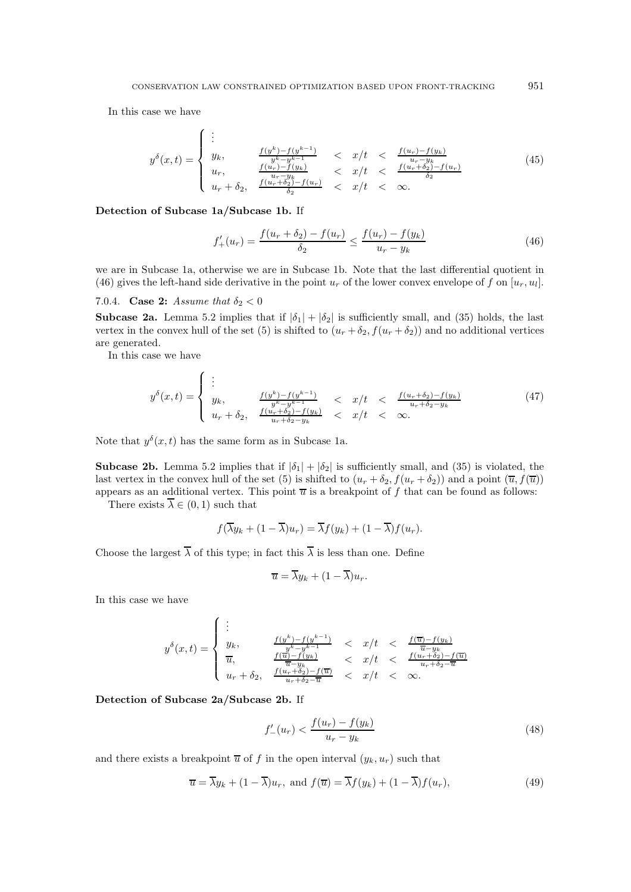In this case we have

$$
y^\delta(x,t) = \begin{cases} \vdots & \\ y_k, & \frac{f(y^k)-f(y^{k-1})}{y^k-y^{k-1}} < x/t < \frac{f(u_r)-f(y_k)}{u_r-y_k} \\ u_r, & \frac{f(u_r)-f(y_k)}{u_r-y_k} < x/t < \frac{f(u_r+\delta_2)-f(u_r)}{\delta_2} \\ u_r+\delta_2, & \frac{f(u_r+\delta_2)-f(u_r)}{\delta_2} < x/t < \infty. \end{cases} \tag{45}
$$

**Detection of Subcase 1a/Subcase 1b.** If

$$
f'_+(u_r) = \frac{f(u_r+\delta_2)-f(u_r)}{\delta_2} \le \frac{f(u_r)-f(y_k)}{u_r-y_k} \tag{46}
$$

we are in Subcase 1a, otherwise we are in Subcase 1b. Note that the last differential quotient in (46) gives the left-hand side derivative in the point $u_r$ of the lower convex envelope of $f$ on $[u_r, u_l]$.

#### 7.0.4. **Case 2:** *Assume that* $\delta_2 < 0$

**Subcase 2a.** Lemma 5.2 implies that if $|\delta_1| + |\delta_2|$ is sufficiently small, and (35) holds, the last vertex in the convex hull of the set (5) is shifted to $(u_r + \delta_2, f(u_r + \delta_2))$ and no additional vertices are generated.

In this case we have

$$
y^\delta(x,t) = \begin{cases} \vdots & \\ y_k, & \frac{f(y^k)-f(y^{k-1})}{y^k-y^{k-1}} < x/t < \frac{f(u_r+\delta_2)-f(y_k)}{u_r+\delta_2-y_k} \\ u_r+\delta_2, & \frac{f(u_r+\delta_2)-f(y_k)}{u_r+\delta_2-y_k} < x/t < \infty. \end{cases} \tag{47}
$$

Note that $y^\delta(x,t)$ has the same form as in Subcase 1a.

**Subcase 2b.** Lemma 5.2 implies that if $|\delta_1| + |\delta_2|$ is sufficiently small, and (35) is violated, the last vertex in the convex hull of the set (5) is shifted to $(u_r + \delta_2, f(u_r + \delta_2))$ and a point $(\overline{u}, f(\overline{u}))$ appears as an additional vertex. This point $\overline{u}$ is a breakpoint of $f$ that can be found as follows:

There exists $\overline{\lambda} \in (0,1)$ such that

$$
f(\overline{\lambda} y_k + (1-\overline{\lambda})u_r) = \overline{\lambda} f(y_k) + (1-\overline{\lambda}) f(u_r).
$$

Choose the largest $\overline{\lambda}$ of this type; in fact this $\overline{\lambda}$ is less than one. Define

$$
\overline{u} = \overline{\lambda} y_k + (1-\overline{\lambda})u_r.
$$

In this case we have

$$
y^\delta(x,t) = \begin{cases} \vdots & \\ y_k, & \frac{f(y^k)-f(y^{k-1})}{y^k-y^{k-1}} < x/t < \frac{f(\overline{u})-f(y_k)}{\overline{u}-y_k} \\ \overline{u}, & \frac{f(\overline{u})-f(y_k)}{\overline{u}-y_k} < x/t < \frac{f(u_r+\delta_2)-f(\overline{u})}{u_r+\delta_2-\overline{u}} \\ u_r+\delta_2, & \frac{f(u_r+\delta_2)-f(\overline{u})}{u_r+\delta_2-\overline{u}} < x/t < \infty. \end{cases}
$$

**Detection of Subcase 2a/Subcase 2b.** If

$$
f'_-(u_r) < \frac{f(u_r)-f(y_k)}{u_r-y_k} \tag{48}
$$

and there exists a breakpoint $\overline{u}$ of $f$ in the open interval $(y_k, u_r)$ such that

$$
\overline{u} = \overline{\lambda} y_k + (1-\overline{\lambda})u_r, \text{ and } f(\overline{u}) = \overline{\lambda} f(y_k) + (1-\overline{\lambda}) f(u_r), \tag{49}
$$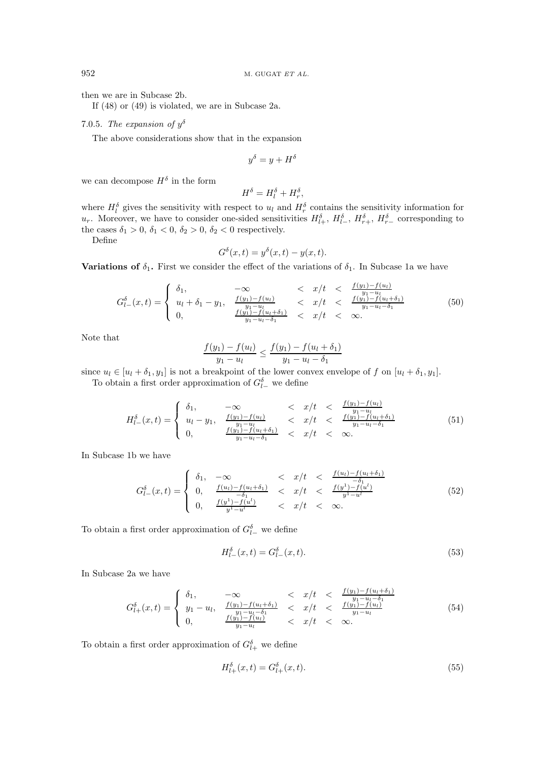then we are in Subcase 2b.

If (48) or (49) is violated, we are in Subcase 2a.

### 7.0.5. *The expansion of* $y^\delta$

The above considerations show that in the expansion

$$y^\delta = y + H^\delta$$

we can decompose $H^\delta$ in the form

$$H^\delta = H_l^\delta + H_r^\delta,$$

where $H_l^\delta$ gives the sensitivity with respect to $u_l$ and $H_r^\delta$ contains the sensitivity information for $u_r$. Moreover, we have to consider one-sided sensitivities $H_{l+}^\delta$, $H_{l-}^\delta$, $H_{r+}^\delta$, $H_{r-}^\delta$ corresponding to the cases $\delta_1 > 0$, $\delta_1 < 0$, $\delta_2 > 0$, $\delta_2 < 0$ respectively.

Define

$$G^\delta(x,t) = y^\delta(x,t) - y(x,t).$$

**Variations of $\delta_1$.** First we consider the effect of the variations of $\delta_1$. In Subcase 1a we have

$$G_{l-}^\delta(x,t) = \begin{cases} \delta_1, & -\infty < x/t < \frac{f(y_1)-f(u_l)}{y_1-u_l} \\ u_l + \delta_1 - y_1, & \frac{f(y_1)-f(u_l)}{y_1-u_l} < x/t < \frac{f(y_1)-f(u_l+\delta_1)}{y_1-u_l-\delta_1} \\ 0, & \frac{f(y_1)-f(u_l+\delta_1)}{y_1-u_l-\delta_1} < x/t < \infty. \end{cases} \tag{50}$$

Note that

$$\frac{f(y_1)-f(u_l)}{y_1-u_l} \le \frac{f(y_1)-f(u_l+\delta_1)}{y_1-u_l-\delta_1}$$

since $u_l \in [u_l + \delta_1, y_1]$ is not a breakpoint of the lower convex envelope of $f$ on $[u_l + \delta_1, y_1]$.

To obtain a first order approximation of $G_{l-}^\delta$ we define

$$H_{l-}^\delta(x,t) = \begin{cases} \delta_1, & -\infty < x/t < \frac{f(y_1)-f(u_l)}{y_1-u_l} \\ u_l - y_1, & \frac{f(y_1)-f(u_l)}{y_1-u_l} < x/t < \frac{f(y_1)-f(u_l+\delta_1)}{y_1-u_l-\delta_1} \\ 0, & \frac{f(y_1)-f(u_l+\delta_1)}{y_1-u_l-\delta_1} < x/t < \infty. \end{cases} \tag{51}$$

In Subcase 1b we have

$$G_{l-}^\delta(x,t) = \begin{cases} \delta_1, & -\infty < x/t < \frac{f(u_l)-f(u_l+\delta_1)}{-\delta_1} \\ 0, & \frac{f(u_l)-f(u_l+\delta_1)}{-\delta_1} < x/t < \frac{f(y^1)-f(u^l)}{y^1-u^l} \\ 0, & \frac{f(y^1)-f(u^l)}{y^1-u^l} < x/t < \infty. \end{cases} \tag{52}$$

To obtain a first order approximation of $G_{l-}^\delta$ we define

$$H_{l-}^\delta(x,t) = G_{l-}^\delta(x,t). \tag{53}$$

In Subcase 2a we have

$$G_{l+}^\delta(x,t) = \begin{cases} \delta_1, & -\infty < x/t < \frac{f(y_1)-f(u_l+\delta_1)}{y_1-u_l-\delta_1} \\ y_1 - u_l, & \frac{f(y_1)-f(u_l+\delta_1)}{y_1-u_l-\delta_1} < x/t < \frac{f(y_1)-f(u_l)}{y_1-u_l} \\ 0, & \frac{f(y_1)-f(u_l)}{y_1-u_l} < x/t < \infty. \end{cases} \tag{54}$$

To obtain a first order approximation of $G_{l+}^\delta$ we define

$$H_{l+}^\delta(x,t) = G_{l+}^\delta(x,t). \tag{55}$$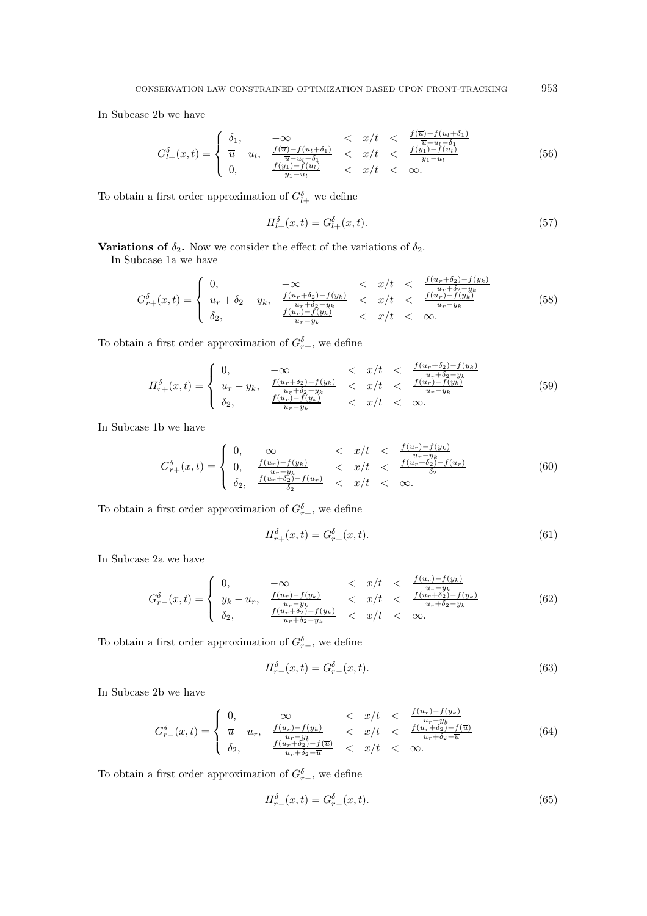In Subcase 2b we have

$$G_{l+}^{\delta}(x,t) = \begin{cases} \delta_1, & -\infty \quad < \quad x/t \quad < \quad \frac{f(\overline{u})-f(u_l+\delta_1)}{\overline{u}-u_l-\delta_1} \\ \overline{u}-u_l, & \frac{f(\overline{u})-f(u_l+\delta_1)}{\overline{u}-u_l-\delta_1} \quad < \quad x/t \quad < \quad \frac{f(y_1)-f(u_l)}{y_1-u_l} \\ 0, & \frac{f(y_1)-f(u_l)}{y_1-u_l} \quad < \quad x/t \quad < \quad \infty. \end{cases} \tag{56}$$

To obtain a first order approximation of $G_{l+}^{\delta}$ we define

$$H_{l+}^{\delta}(x,t) = G_{l+}^{\delta}(x,t). \tag{57}$$

**Variations of $\delta_2$.** Now we consider the effect of the variations of $\delta_2$.

In Subcase 1a we have

$$G_{r+}^{\delta}(x,t) = \begin{cases} 0, & -\infty \quad < \quad x/t \quad < \quad \frac{f(u_r+\delta_2)-f(y_k)}{u_r+\delta_2-y_k} \\ u_r+\delta_2-y_k, & \frac{f(u_r+\delta_2)-f(y_k)}{u_r+\delta_2-y_k} \quad < \quad x/t \quad < \quad \frac{f(u_r)-f(y_k)}{u_r-y_k} \\ \delta_2, & \frac{f(u_r)-f(y_k)}{u_r-y_k} \quad < \quad x/t \quad < \quad \infty. \end{cases} \tag{58}$$

To obtain a first order approximation of $G_{r+}^{\delta}$, we define

$$H_{r+}^{\delta}(x,t) = \begin{cases} 0, & -\infty \quad < \quad x/t \quad < \quad \frac{f(u_r+\delta_2)-f(y_k)}{u_r+\delta_2-y_k} \\ u_r-y_k, & \frac{f(u_r+\delta_2)-f(y_k)}{u_r+\delta_2-y_k} \quad < \quad x/t \quad < \quad \frac{f(u_r)-f(y_k)}{u_r-y_k} \\ \delta_2, & \frac{f(u_r)-f(y_k)}{u_r-y_k} \quad < \quad x/t \quad < \quad \infty. \end{cases} \tag{59}$$

In Subcase 1b we have

$$G_{r+}^{\delta}(x,t) = \begin{cases} 0, & -\infty \quad < \quad x/t \quad < \quad \frac{f(u_r)-f(y_k)}{u_r-y_k} \\ 0, & \frac{f(u_r)-f(y_k)}{u_r-y_k} \quad < \quad x/t \quad < \quad \frac{f(u_r+\delta_2)-f(u_r)}{\delta_2} \\ \delta_2, & \frac{f(u_r+\delta_2)-f(u_r)}{\delta_2} \quad < \quad x/t \quad < \quad \infty. \end{cases} \tag{60}$$

To obtain a first order approximation of $G_{r+}^{\delta}$, we define

$$H_{r+}^{\delta}(x,t) = G_{r+}^{\delta}(x,t). \tag{61}$$

In Subcase 2a we have

$$G_{r-}^{\delta}(x,t) = \begin{cases} 0, & -\infty \quad < \quad x/t \quad < \quad \frac{f(u_r)-f(y_k)}{u_r-y_k} \\ y_k-u_r, & \frac{f(u_r)-f(y_k)}{u_r-y_k} \quad < \quad x/t \quad < \quad \frac{f(u_r+\delta_2)-f(y_k)}{u_r+\delta_2-y_k} \\ \delta_2, & \frac{f(u_r+\delta_2)-f(y_k)}{u_r+\delta_2-y_k} \quad < \quad x/t \quad < \quad \infty. \end{cases} \tag{62}$$

To obtain a first order approximation of $G_{r-}^{\delta}$, we define

$$H_{r-}^{\delta}(x,t) = G_{r-}^{\delta}(x,t). \tag{63}$$

In Subcase 2b we have

$$G_{r-}^{\delta}(x,t) = \begin{cases} 0, & -\infty \quad < \quad x/t \quad < \quad \frac{f(u_r)-f(y_k)}{u_r-y_k} \\ \overline{u}-u_r, & \frac{f(u_r)-f(y_k)}{u_r-y_k} \quad < \quad x/t \quad < \quad \frac{f(u_r+\delta_2)-f(\overline{u})}{u_r+\delta_2-\overline{u}} \\ \delta_2, & \frac{f(u_r+\delta_2)-f(\overline{u})}{u_r+\delta_2-\overline{u}} \quad < \quad x/t \quad < \quad \infty. \end{cases} \tag{64}$$

To obtain a first order approximation of $G_{r-}^{\delta}$, we define

$$H_{r-}^{\delta}(x,t) = G_{r-}^{\delta}(x,t). \tag{65}$$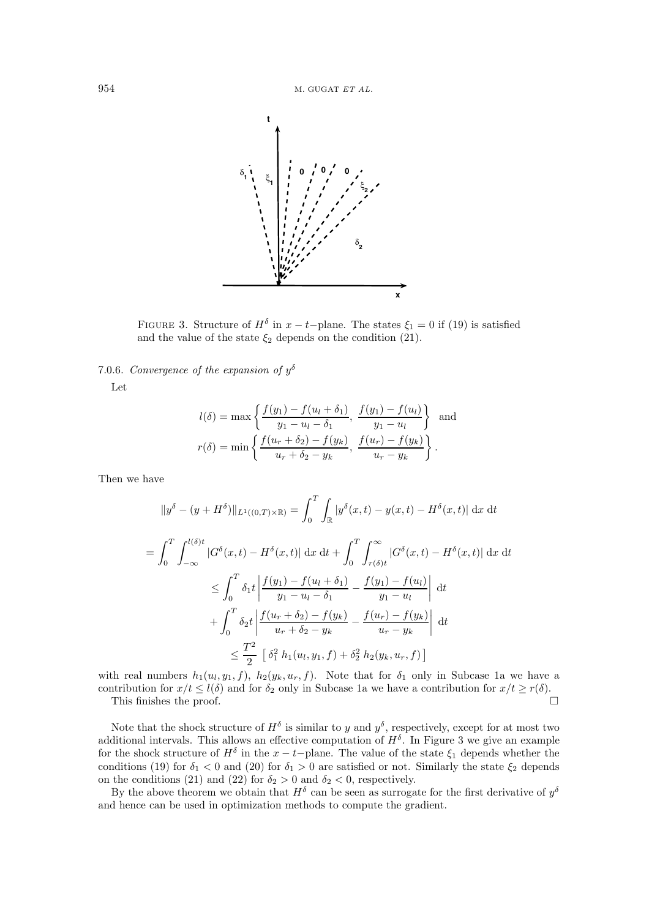FIGURE 3. Structure of $H^\delta$ in $x-t-$plane. The states $\xi_1 = 0$ if (19) is satisfied and the value of the state $\xi_2$ depends on the condition (21).

7.0.6. *Convergence of the expansion of* $y^\delta$

Let

$$l(\delta) = \max\left\{ \frac{f(y_1) - f(u_l + \delta_1)}{y_1 - u_l - \delta_1},\ \frac{f(y_1) - f(u_l)}{y_1 - u_l} \right\} \quad \text{and}$$
$$r(\delta) = \min\left\{ \frac{f(u_r + \delta_2) - f(y_k)}{u_r + \delta_2 - y_k},\ \frac{f(u_r) - f(y_k)}{u_r - y_k} \right\}.$$

Then we have

$$\|y^\delta - (y + H^\delta)\|_{L^1((0,T)\times\mathbb{R})} = \int_0^T \int_{\mathbb{R}} |y^\delta(x,t) - y(x,t) - H^\delta(x,t)| \,\mathrm{d}x\,\mathrm{d}t$$

$$= \int_0^T \int_{-\infty}^{l(\delta)t} |G^\delta(x,t) - H^\delta(x,t)| \,\mathrm{d}x\,\mathrm{d}t + \int_0^T \int_{r(\delta)t}^{\infty} |G^\delta(x,t) - H^\delta(x,t)| \,\mathrm{d}x\,\mathrm{d}t$$

$$\leq \int_0^T \delta_1 t \left| \frac{f(y_1) - f(u_l + \delta_1)}{y_1 - u_l - \delta_1} - \frac{f(y_1) - f(u_l)}{y_1 - u_l} \right| \,\mathrm{d}t$$

$$+ \int_0^T \delta_2 t \left| \frac{f(u_r + \delta_2) - f(y_k)}{u_r + \delta_2 - y_k} - \frac{f(u_r) - f(y_k)}{u_r - y_k} \right| \,\mathrm{d}t$$

$$\leq \frac{T^2}{2} \left[ \delta_1^2\, h_1(u_l, y_1, f) + \delta_2^2\, h_2(y_k, u_r, f) \right]$$

with real numbers $h_1(u_l, y_1, f)$, $h_2(y_k, u_r, f)$. Note that for $\delta_1$ only in Subcase 1a we have a contribution for $x/t \leq l(\delta)$ and for $\delta_2$ only in Subcase 1a we have a contribution for $x/t \geq r(\delta)$.

This finishes the proof. □

Note that the shock structure of $H^\delta$ is similar to $y$ and $y^\delta$, respectively, except for at most two additional intervals. This allows an effective computation of $H^\delta$. In Figure 3 we give an example for the shock structure of $H^\delta$ in the $x-t-$plane. The value of the state $\xi_1$ depends whether the conditions (19) for $\delta_1 < 0$ and (20) for $\delta_1 > 0$ are satisfied or not. Similarly the state $\xi_2$ depends on the conditions (21) and (22) for $\delta_2 > 0$ and $\delta_2 < 0$, respectively.

By the above theorem we obtain that $H^\delta$ can be seen as surrogate for the first derivative of $y^\delta$ and hence can be used in optimization methods to compute the gradient.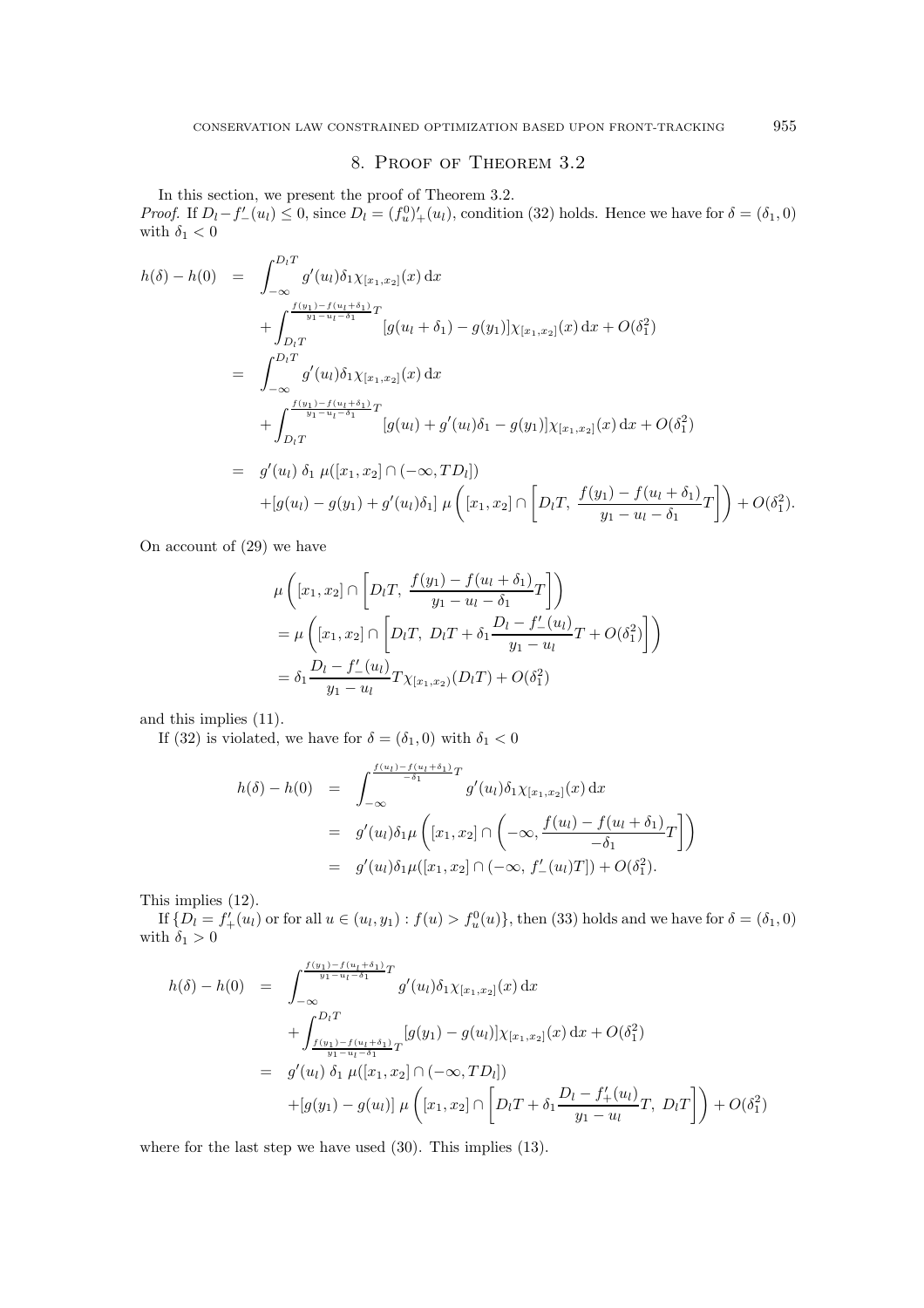## 8. Proof of Theorem 3.2

In this section, we present the proof of Theorem 3.2.

*Proof.* If $D_l - f'_-(u_l) \le 0$, since $D_l = (f_u^0)'_+(u_l)$, condition (32) holds. Hence we have for $\delta = (\delta_1, 0)$ with $\delta_1 < 0$

$$
\begin{aligned}
h(\delta) - h(0) &= \int_{-\infty}^{D_l T} g'(u_l)\delta_1 \chi_{[x_1,x_2]}(x)\,\mathrm{d}x \\
&\quad + \int_{D_l T}^{\frac{f(y_1)-f(u_l+\delta_1)}{y_1-u_l-\delta_1}T} [g(u_l+\delta_1) - g(y_1)]\chi_{[x_1,x_2]}(x)\,\mathrm{d}x + O(\delta_1^2) \\
&= \int_{-\infty}^{D_l T} g'(u_l)\delta_1 \chi_{[x_1,x_2]}(x)\,\mathrm{d}x \\
&\quad + \int_{D_l T}^{\frac{f(y_1)-f(u_l+\delta_1)}{y_1-u_l-\delta_1}T} [g(u_l) + g'(u_l)\delta_1 - g(y_1)]\chi_{[x_1,x_2]}(x)\,\mathrm{d}x + O(\delta_1^2) \\
&= g'(u_l)\ \delta_1\ \mu([x_1,x_2]\cap(-\infty, TD_l]) \\
&\quad + [g(u_l) - g(y_1) + g'(u_l)\delta_1]\ \mu\left([x_1,x_2]\cap\left[D_l T,\ \frac{f(y_1)-f(u_l+\delta_1)}{y_1-u_l-\delta_1}T\right]\right) + O(\delta_1^2).
\end{aligned}
$$

On account of (29) we have

$$
\begin{aligned}
&\mu\left([x_1,x_2]\cap\left[D_l T,\ \frac{f(y_1)-f(u_l+\delta_1)}{y_1-u_l-\delta_1}T\right]\right) \\
&= \mu\left([x_1,x_2]\cap\left[D_l T,\ D_l T + \delta_1 \frac{D_l - f'_-(u_l)}{y_1-u_l}T + O(\delta_1^2)\right]\right) \\
&= \delta_1 \frac{D_l - f'_-(u_l)}{y_1-u_l} T \chi_{[x_1,x_2)}(D_l T) + O(\delta_1^2)
\end{aligned}
$$

and this implies (11).

If (32) is violated, we have for $\delta = (\delta_1, 0)$ with $\delta_1 < 0$

$$
\begin{aligned}
h(\delta) - h(0) &= \int_{-\infty}^{\frac{f(u_l)-f(u_l+\delta_1)}{-\delta_1}T} g'(u_l)\delta_1 \chi_{[x_1,x_2]}(x)\,\mathrm{d}x \\
&= g'(u_l)\delta_1 \mu\left([x_1,x_2]\cap\left(-\infty, \frac{f(u_l)-f(u_l+\delta_1)}{-\delta_1}T\right]\right) \\
&= g'(u_l)\delta_1 \mu([x_1,x_2]\cap(-\infty, f'_-(u_l)T]) + O(\delta_1^2).
\end{aligned}
$$

This implies (12).

If $\{D_l = f'_+(u_l)$ or for all $u \in (u_l, y_1) : f(u) > f_u^0(u)\}$, then (33) holds and we have for $\delta = (\delta_1, 0)$ with $\delta_1 > 0$

$$
\begin{aligned}
h(\delta) - h(0) &= \int_{-\infty}^{\frac{f(y_1)-f(u_l+\delta_1)}{y_1-u_l-\delta_1}T} g'(u_l)\delta_1 \chi_{[x_1,x_2]}(x)\,\mathrm{d}x \\
&\quad + \int_{\frac{f(y_1)-f(u_l+\delta_1)}{y_1-u_l-\delta_1}T}^{D_l T} [g(y_1) - g(u_l)]\chi_{[x_1,x_2]}(x)\,\mathrm{d}x + O(\delta_1^2) \\
&= g'(u_l)\ \delta_1\ \mu([x_1,x_2]\cap(-\infty, TD_l]) \\
&\quad + [g(y_1) - g(u_l)]\ \mu\left([x_1,x_2]\cap\left[D_l T + \delta_1 \frac{D_l - f'_+(u_l)}{y_1-u_l}T,\ D_l T\right]\right) + O(\delta_1^2)
\end{aligned}
$$

where for the last step we have used (30). This implies (13).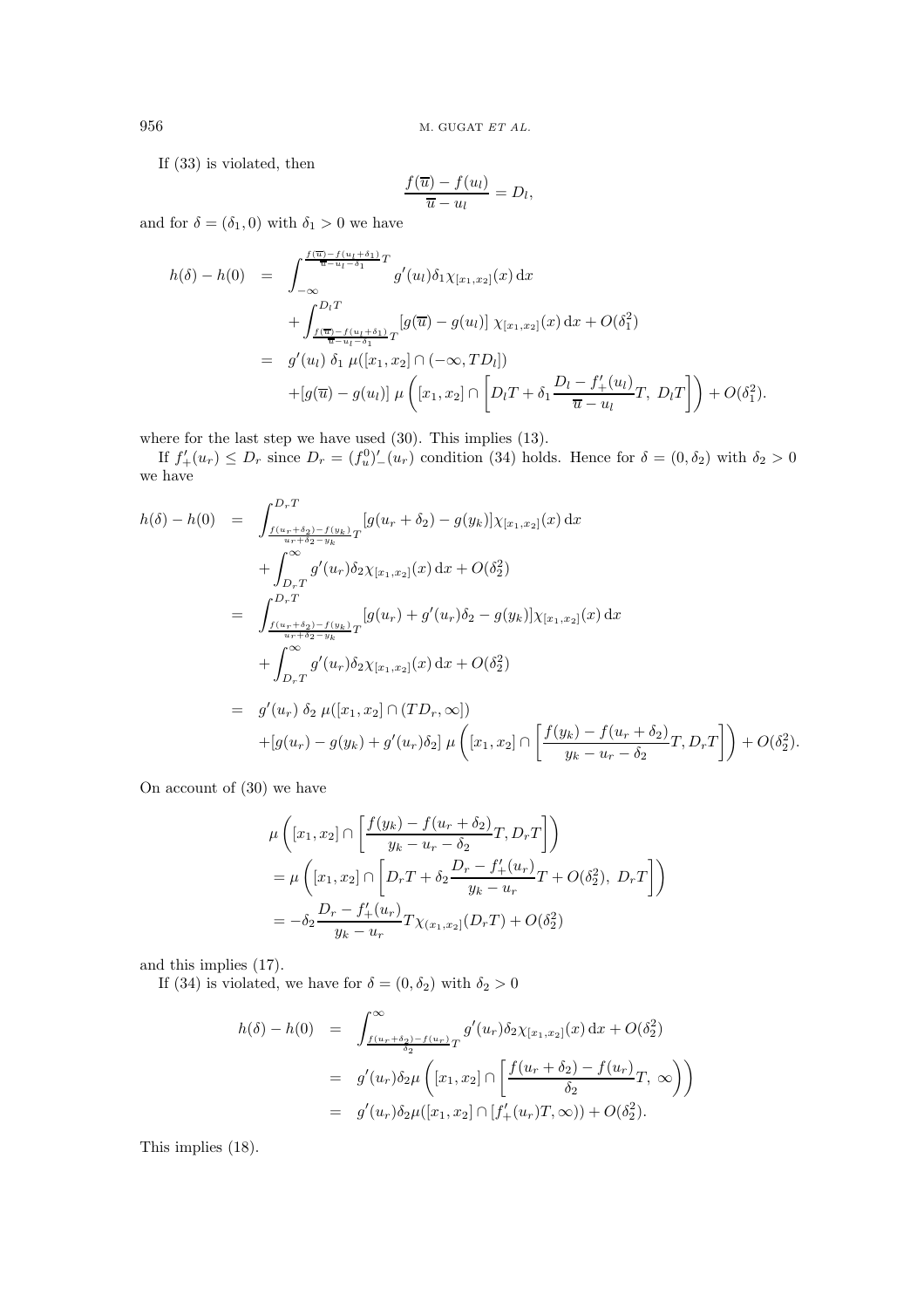If (33) is violated, then

$$\frac{f(\overline{u}) - f(u_l)}{\overline{u} - u_l} = D_l,$$

and for $\delta = (\delta_1, 0)$ with $\delta_1 > 0$ we have

$$\begin{aligned}
h(\delta) - h(0) &= \int_{-\infty}^{\frac{f(\overline{u}) - f(u_l + \delta_1)}{\overline{u} - u_l - \delta_1} T} g'(u_l) \delta_1 \chi_{[x_1, x_2]}(x) \, \mathrm{d}x \\
&\quad + \int_{\frac{f(\overline{u}) - f(u_l + \delta_1)}{\overline{u} - u_l - \delta_1} T}^{D_l T} [g(\overline{u}) - g(u_l)] \, \chi_{[x_1, x_2]}(x) \, \mathrm{d}x + O(\delta_1^2) \\
&= g'(u_l) \, \delta_1 \, \mu([x_1, x_2] \cap (-\infty, T D_l]) \\
&\quad + [g(\overline{u}) - g(u_l)] \, \mu \left( [x_1, x_2] \cap \left[ D_l T + \delta_1 \frac{D_l - f'_+(u_l)}{\overline{u} - u_l} T, \; D_l T \right] \right) + O(\delta_1^2).
\end{aligned}$$

where for the last step we have used (30). This implies (13).

If $f'_+(u_r) \leq D_r$ since $D_r = (f_u^0)'_-(u_r)$ condition (34) holds. Hence for $\delta = (0, \delta_2)$ with $\delta_2 > 0$ we have

$$\begin{aligned}
h(\delta) - h(0) &= \int_{\frac{f(u_r + \delta_2) - f(y_k)}{u_r + \delta_2 - y_k} T}^{D_r T} [g(u_r + \delta_2) - g(y_k)] \chi_{[x_1, x_2]}(x) \, \mathrm{d}x \\
&\quad + \int_{D_r T}^{\infty} g'(u_r) \delta_2 \chi_{[x_1, x_2]}(x) \, \mathrm{d}x + O(\delta_2^2) \\
&= \int_{\frac{f(u_r + \delta_2) - f(y_k)}{u_r + \delta_2 - y_k} T}^{D_r T} [g(u_r) + g'(u_r) \delta_2 - g(y_k)] \chi_{[x_1, x_2]}(x) \, \mathrm{d}x \\
&\quad + \int_{D_r T}^{\infty} g'(u_r) \delta_2 \chi_{[x_1, x_2]}(x) \, \mathrm{d}x + O(\delta_2^2) \\
&= g'(u_r) \, \delta_2 \, \mu([x_1, x_2] \cap (T D_r, \infty]) \\
&\quad + [g(u_r) - g(y_k) + g'(u_r) \delta_2] \, \mu \left( [x_1, x_2] \cap \left[ \frac{f(y_k) - f(u_r + \delta_2)}{y_k - u_r - \delta_2} T, D_r T \right] \right) + O(\delta_2^2).
\end{aligned}$$

On account of (30) we have

$$\begin{aligned}
&\mu \left( [x_1, x_2] \cap \left[ \frac{f(y_k) - f(u_r + \delta_2)}{y_k - u_r - \delta_2} T, D_r T \right] \right) \\
&= \mu \left( [x_1, x_2] \cap \left[ D_r T + \delta_2 \frac{D_r - f'_+(u_r)}{y_k - u_r} T + O(\delta_2^2), \; D_r T \right] \right) \\
&= -\delta_2 \frac{D_r - f'_+(u_r)}{y_k - u_r} T \chi_{(x_1, x_2]}(D_r T) + O(\delta_2^2)
\end{aligned}$$

and this implies (17).

If (34) is violated, we have for $\delta = (0, \delta_2)$ with $\delta_2 > 0$

$$\begin{aligned}
h(\delta) - h(0) &= \int_{\frac{f(u_r + \delta_2) - f(u_r)}{\delta_2} T}^{\infty} g'(u_r) \delta_2 \chi_{[x_1, x_2]}(x) \, \mathrm{d}x + O(\delta_2^2) \\
&= g'(u_r) \delta_2 \mu \left( [x_1, x_2] \cap \left[ \frac{f(u_r + \delta_2) - f(u_r)}{\delta_2} T, \; \infty \right) \right) \\
&= g'(u_r) \delta_2 \mu([x_1, x_2] \cap [f'_+(u_r) T, \infty)) + O(\delta_2^2).
\end{aligned}$$

This implies (18).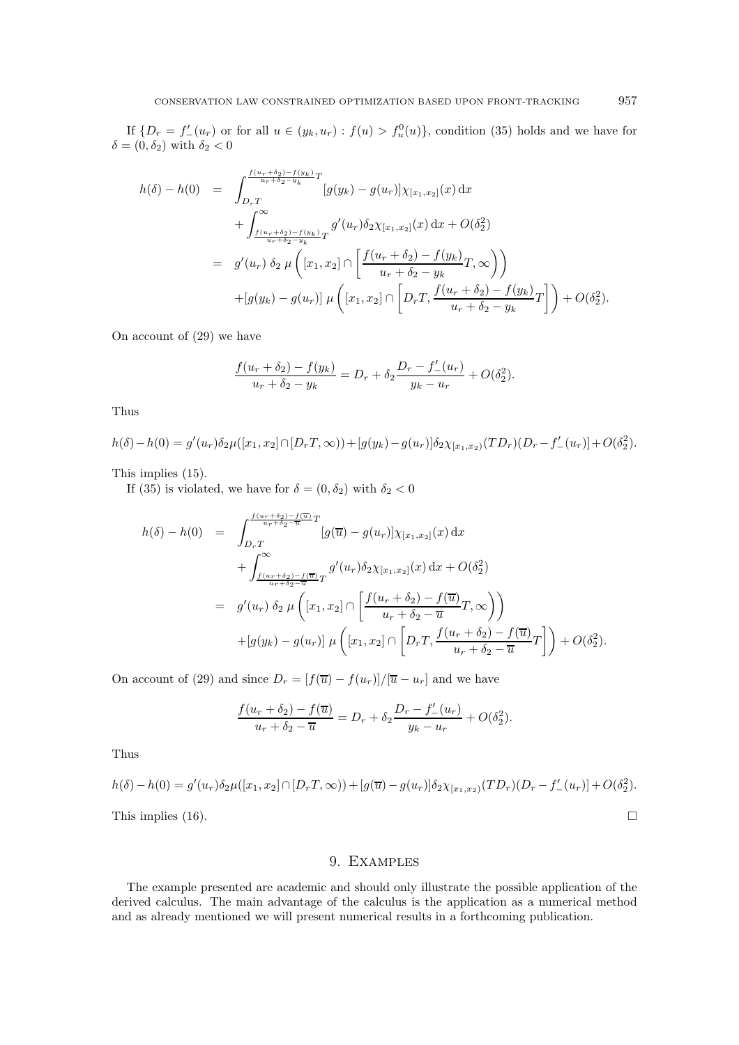If $\{D_r = f'_-(u_r)$ or for all $u \in (y_k, u_r) : f(u) > f_u^0(u)\}$, condition (35) holds and we have for $\delta = (0, \delta_2)$ with $\delta_2 < 0$

$$
\begin{aligned}
h(\delta) - h(0) &= \int_{D_r T}^{\frac{f(u_r+\delta_2)-f(y_k)}{u_r+\delta_2-y_k}T} [g(y_k) - g(u_r)]\chi_{[x_1,x_2]}(x)\,\mathrm{d}x \\
&\quad + \int_{\frac{f(u_r+\delta_2)-f(y_k)}{u_r+\delta_2-y_k}T}^{\infty} g'(u_r)\delta_2 \chi_{[x_1,x_2]}(x)\,\mathrm{d}x + O(\delta_2^2) \\
&= g'(u_r)\,\delta_2\,\mu\left([x_1,x_2] \cap \left[\frac{f(u_r+\delta_2)-f(y_k)}{u_r+\delta_2-y_k}T, \infty\right)\right) \\
&\quad + [g(y_k) - g(u_r)]\,\mu\left([x_1,x_2] \cap \left[D_r T, \frac{f(u_r+\delta_2)-f(y_k)}{u_r+\delta_2-y_k}T\right]\right) + O(\delta_2^2).
\end{aligned}
$$

On account of (29) we have

$$
\frac{f(u_r+\delta_2)-f(y_k)}{u_r+\delta_2-y_k} = D_r + \delta_2 \frac{D_r - f'_-(u_r)}{y_k - u_r} + O(\delta_2^2).
$$

Thus

$$
h(\delta) - h(0) = g'(u_r)\delta_2 \mu([x_1,x_2] \cap [D_r T, \infty)) + [g(y_k) - g(u_r)]\delta_2 \chi_{[x_1,x_2)}(TD_r)(D_r - f'_-(u_r)] + O(\delta_2^2).
$$

This implies (15).

If (35) is violated, we have for $\delta = (0, \delta_2)$ with $\delta_2 < 0$

$$
\begin{aligned}
h(\delta) - h(0) &= \int_{D_r T}^{\frac{f(u_r+\delta_2)-f(\overline{u})}{u_r+\delta_2-\overline{u}}T} [g(\overline{u}) - g(u_r)]\chi_{[x_1,x_2]}(x)\,\mathrm{d}x \\
&\quad + \int_{\frac{f(u_r+\delta_2)-f(\overline{u})}{u_r+\delta_2-\overline{u}}T}^{\infty} g'(u_r)\delta_2 \chi_{[x_1,x_2]}(x)\,\mathrm{d}x + O(\delta_2^2) \\
&= g'(u_r)\,\delta_2\,\mu\left([x_1,x_2] \cap \left[\frac{f(u_r+\delta_2)-f(\overline{u})}{u_r+\delta_2-\overline{u}}T, \infty\right)\right) \\
&\quad + [g(y_k) - g(u_r)]\,\mu\left([x_1,x_2] \cap \left[D_r T, \frac{f(u_r+\delta_2)-f(\overline{u})}{u_r+\delta_2-\overline{u}}T\right]\right) + O(\delta_2^2).
\end{aligned}
$$

On account of (29) and since $D_r = [f(\overline{u}) - f(u_r)]/[\overline{u} - u_r]$ and we have

$$
\frac{f(u_r+\delta_2)-f(\overline{u})}{u_r+\delta_2-\overline{u}} = D_r + \delta_2 \frac{D_r - f'_-(u_r)}{y_k - u_r} + O(\delta_2^2).
$$

Thus

$$
h(\delta) - h(0) = g'(u_r)\delta_2 \mu([x_1,x_2] \cap [D_r T, \infty)) + [g(\overline{u}) - g(u_r)]\delta_2 \chi_{[x_1,x_2)}(TD_r)(D_r - f'_-(u_r)] + O(\delta_2^2).
$$

This implies (16). $\square$

## 9. Examples

The example presented are academic and should only illustrate the possible application of the derived calculus. The main advantage of the calculus is the application as a numerical method and as already mentioned we will present numerical results in a forthcoming publication.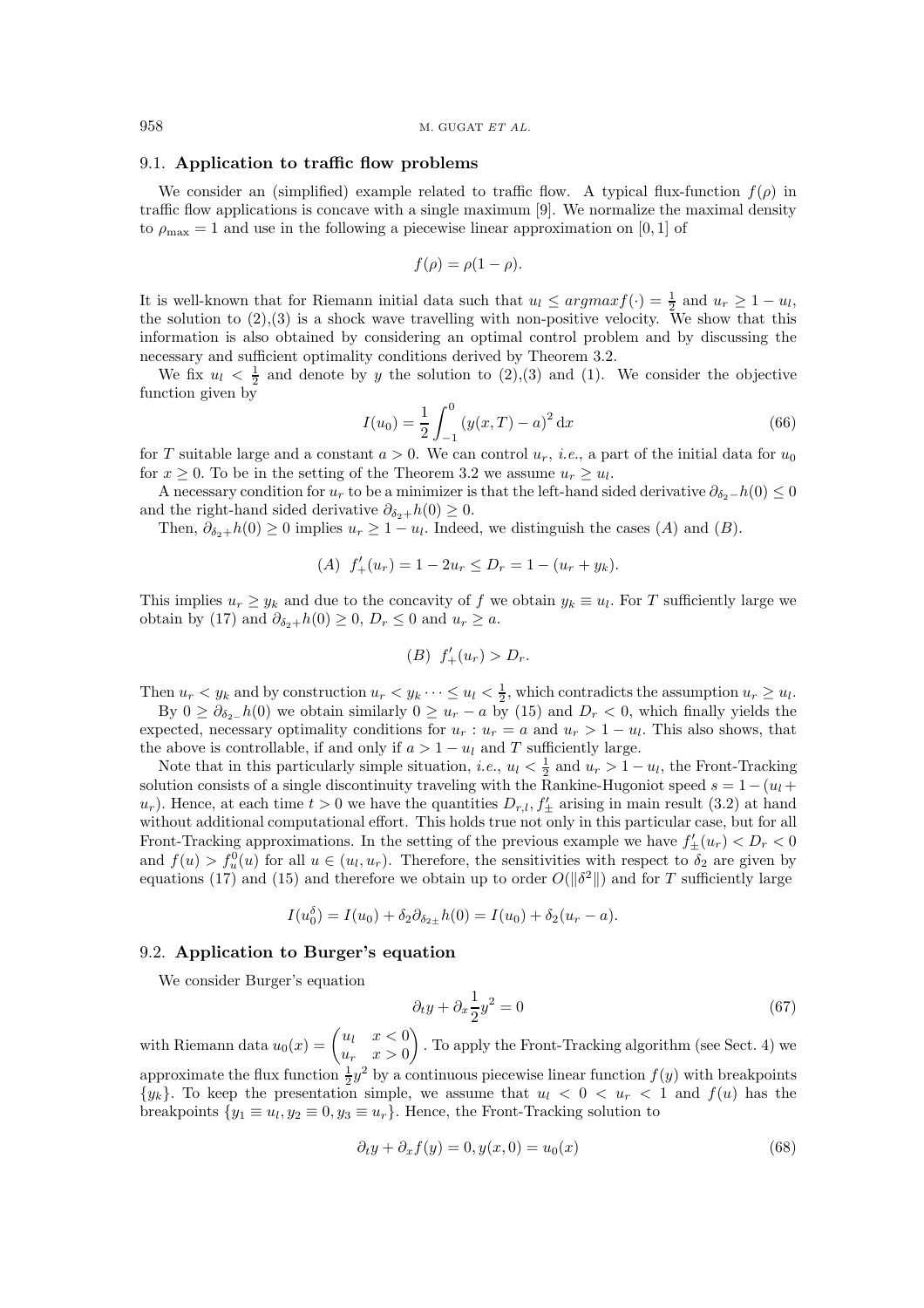### 9.1. Application to traffic flow problems

We consider an (simplified) example related to traffic flow. A typical flux-function $f(\rho)$ in traffic flow applications is concave with a single maximum [9]. We normalize the maximal density to $\rho_{\max} = 1$ and use in the following a piecewise linear approximation on $[0, 1]$ of

$$f(\rho) = \rho(1 - \rho).$$

It is well-known that for Riemann initial data such that $u_l \leq argmax f(\cdot) = \frac{1}{2}$ and $u_r \geq 1 - u_l$, the solution to (2),(3) is a shock wave travelling with non-positive velocity. We show that this information is also obtained by considering an optimal control problem and by discussing the necessary and sufficient optimality conditions derived by Theorem 3.2.

We fix $u_l < \frac{1}{2}$ and denote by $y$ the solution to (2),(3) and (1). We consider the objective function given by

$$I(u_0) = \frac{1}{2}\int_{-1}^{0} (y(x,T) - a)^2 \,\mathrm{d}x \tag{66}$$

for $T$ suitable large and a constant $a > 0$. We can control $u_r$, *i.e.*, a part of the initial data for $u_0$ for $x \geq 0$. To be in the setting of the Theorem 3.2 we assume $u_r \geq u_l$.

A necessary condition for $u_r$ to be a minimizer is that the left-hand sided derivative $\partial_{\delta_2 -} h(0) \leq 0$ and the right-hand sided derivative $\partial_{\delta_2 +} h(0) \geq 0$.

Then, $\partial_{\delta_2 +} h(0) \geq 0$ implies $u_r \geq 1 - u_l$. Indeed, we distinguish the cases $(A)$ and $(B)$.

$$(A) \;\; f'_+(u_r) = 1 - 2u_r \leq D_r = 1 - (u_r + y_k).$$

This implies $u_r \geq y_k$ and due to the concavity of $f$ we obtain $y_k \equiv u_l$. For $T$ sufficiently large we obtain by (17) and $\partial_{\delta_2 +} h(0) \geq 0$, $D_r \leq 0$ and $u_r \geq a$.

$$(B) \;\; f'_+(u_r) > D_r.$$

Then $u_r < y_k$ and by construction $u_r < y_k \cdots \leq u_l < \frac{1}{2}$, which contradicts the assumption $u_r \geq u_l$.

By $0 \geq \partial_{\delta_2 -} h(0)$ we obtain similarly $0 \geq u_r - a$ by (15) and $D_r < 0$, which finally yields the expected, necessary optimality conditions for $u_r : u_r = a$ and $u_r > 1 - u_l$. This also shows, that the above is controllable, if and only if $a > 1 - u_l$ and $T$ sufficiently large.

Note that in this particularly simple situation, *i.e.*, $u_l < \frac{1}{2}$ and $u_r > 1 - u_l$, the Front-Tracking solution consists of a single discontinuity traveling with the Rankine-Hugoniot speed $s = 1 - (u_l + u_r)$. Hence, at each time $t > 0$ we have the quantities $D_{r,l}, f'_{\pm}$ arising in main result (3.2) at hand without additional computational effort. This holds true not only in this particular case, but for all Front-Tracking approximations. In the setting of the previous example we have $f'_{\pm}(u_r) < D_r < 0$ and $f(u) > f^0_u(u)$ for all $u \in (u_l, u_r)$. Therefore, the sensitivities with respect to $\delta_2$ are given by equations (17) and (15) and therefore we obtain up to order $O(\|\delta^2\|)$ and for $T$ sufficiently large

$$I(u_0^\delta) = I(u_0) + \delta_2 \partial_{\delta_{2\pm}} h(0) = I(u_0) + \delta_2 (u_r - a).$$

### 9.2. Application to Burger's equation

We consider Burger's equation

$$\partial_t y + \partial_x \frac{1}{2} y^2 = 0 \tag{67}$$

with Riemann data $u_0(x) = \begin{pmatrix} u_l & x < 0 \\ u_r & x > 0 \end{pmatrix}$. To apply the Front-Tracking algorithm (see Sect. 4) we approximate the flux function $\frac{1}{2}y^2$ by a continuous piecewise linear function $f(y)$ with breakpoints $\{y_k\}$. To keep the presentation simple, we assume that $u_l < 0 < u_r < 1$ and $f(u)$ has the breakpoints $\{y_1 \equiv u_l, y_2 \equiv 0, y_3 \equiv u_r\}$. Hence, the Front-Tracking solution to

$$\partial_t y + \partial_x f(y) = 0, y(x,0) = u_0(x) \tag{68}$$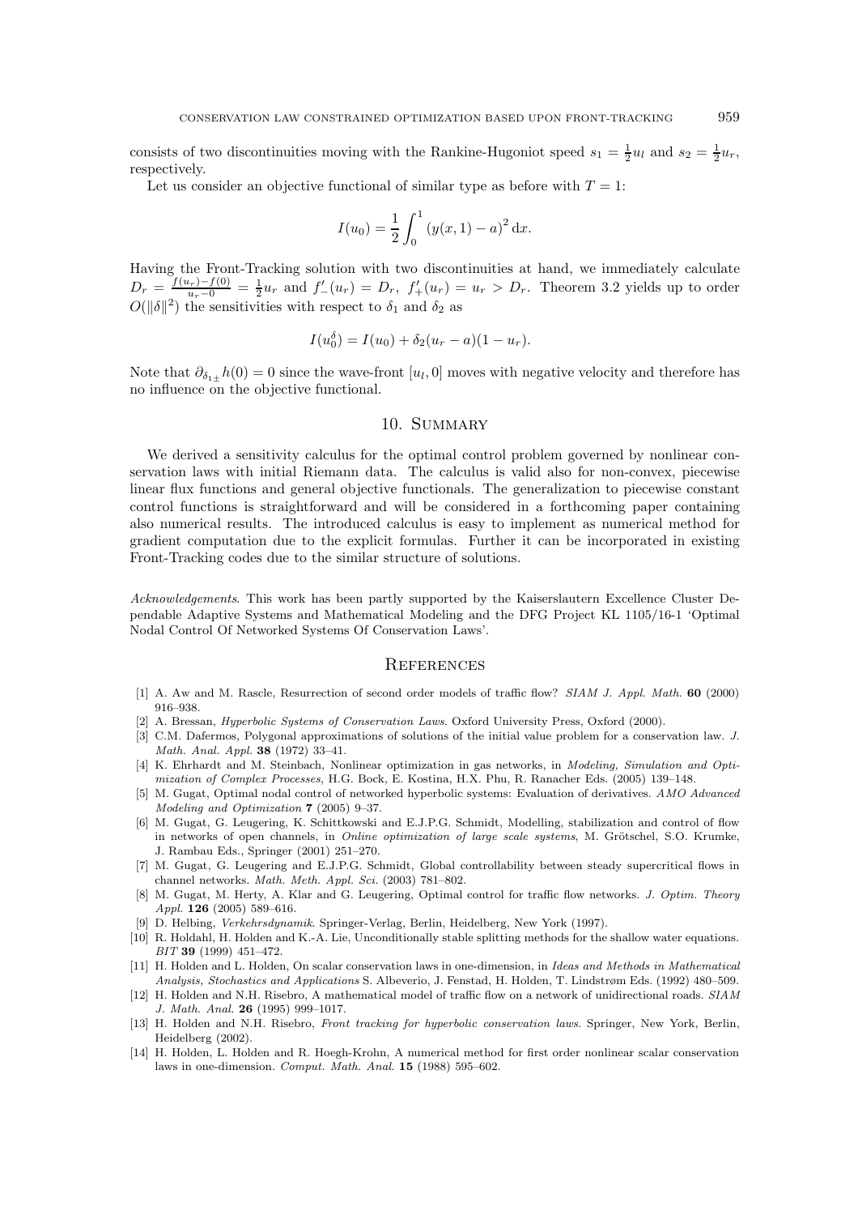consists of two discontinuities moving with the Rankine-Hugoniot speed $s_1 = \frac{1}{2}u_l$ and $s_2 = \frac{1}{2}u_r$, respectively.

Let us consider an objective functional of similar type as before with $T = 1$:

$$I(u_0) = \frac{1}{2}\int_0^1 \left(y(x,1) - a\right)^2 \mathrm{d}x.$$

Having the Front-Tracking solution with two discontinuities at hand, we immediately calculate $D_r = \frac{f(u_r)-f(0)}{u_r - 0} = \frac{1}{2}u_r$ and $f'_-(u_r) = D_r,\ f'_+(u_r) = u_r > D_r$. Theorem 3.2 yields up to order $O(\|\delta\|^2)$ the sensitivities with respect to $\delta_1$ and $\delta_2$ as

$$I(u_0^\delta) = I(u_0) + \delta_2(u_r - a)(1 - u_r).$$

Note that $\partial_{\delta_{1\pm}} h(0) = 0$ since the wave-front $[u_l, 0]$ moves with negative velocity and therefore has no influence on the objective functional.

## 10. Summary

We derived a sensitivity calculus for the optimal control problem governed by nonlinear conservation laws with initial Riemann data. The calculus is valid also for non-convex, piecewise linear flux functions and general objective functionals. The generalization to piecewise constant control functions is straightforward and will be considered in a forthcoming paper containing also numerical results. The introduced calculus is easy to implement as numerical method for gradient computation due to the explicit formulas. Further it can be incorporated in existing Front-Tracking codes due to the similar structure of solutions.

*Acknowledgements*. This work has been partly supported by the Kaiserslautern Excellence Cluster Dependable Adaptive Systems and Mathematical Modeling and the DFG Project KL 1105/16-1 'Optimal Nodal Control Of Networked Systems Of Conservation Laws'.

## References

[1] A. Aw and M. Rascle, Resurrection of second order models of traffic flow? *SIAM J. Appl. Math.* **60** (2000) 916–938.

[2] A. Bressan, *Hyperbolic Systems of Conservation Laws*. Oxford University Press, Oxford (2000).

[3] C.M. Dafermos, Polygonal approximations of solutions of the initial value problem for a conservation law. *J. Math. Anal. Appl.* **38** (1972) 33–41.

[4] K. Ehrhardt and M. Steinbach, Nonlinear optimization in gas networks, in *Modeling, Simulation and Optimization of Complex Processes*, H.G. Bock, E. Kostina, H.X. Phu, R. Ranacher Eds. (2005) 139–148.

[5] M. Gugat, Optimal nodal control of networked hyperbolic systems: Evaluation of derivatives. *AMO Advanced Modeling and Optimization* **7** (2005) 9–37.

[6] M. Gugat, G. Leugering, K. Schittkowski and E.J.P.G. Schmidt, Modelling, stabilization and control of flow in networks of open channels, in *Online optimization of large scale systems*, M. Grötschel, S.O. Krumke, J. Rambau Eds., Springer (2001) 251–270.

[7] M. Gugat, G. Leugering and E.J.P.G. Schmidt, Global controllability between steady supercritical flows in channel networks. *Math. Meth. Appl. Sci.* (2003) 781–802.

[8] M. Gugat, M. Herty, A. Klar and G. Leugering, Optimal control for traffic flow networks. *J. Optim. Theory Appl.* **126** (2005) 589–616.

[9] D. Helbing, *Verkehrsdynamik*. Springer-Verlag, Berlin, Heidelberg, New York (1997).

[10] R. Holdahl, H. Holden and K.-A. Lie, Unconditionally stable splitting methods for the shallow water equations. *BIT* **39** (1999) 451–472.

[11] H. Holden and L. Holden, On scalar conservation laws in one-dimension, in *Ideas and Methods in Mathematical Analysis, Stochastics and Applications* S. Albeverio, J. Fenstad, H. Holden, T. Lindstrøm Eds. (1992) 480–509.

[12] H. Holden and N.H. Risebro, A mathematical model of traffic flow on a network of unidirectional roads. *SIAM J. Math. Anal.* **26** (1995) 999–1017.

[13] H. Holden and N.H. Risebro, *Front tracking for hyperbolic conservation laws*. Springer, New York, Berlin, Heidelberg (2002).

[14] H. Holden, L. Holden and R. Hoegh-Krohn, A numerical method for first order nonlinear scalar conservation laws in one-dimension. *Comput. Math. Anal.* **15** (1988) 595–602.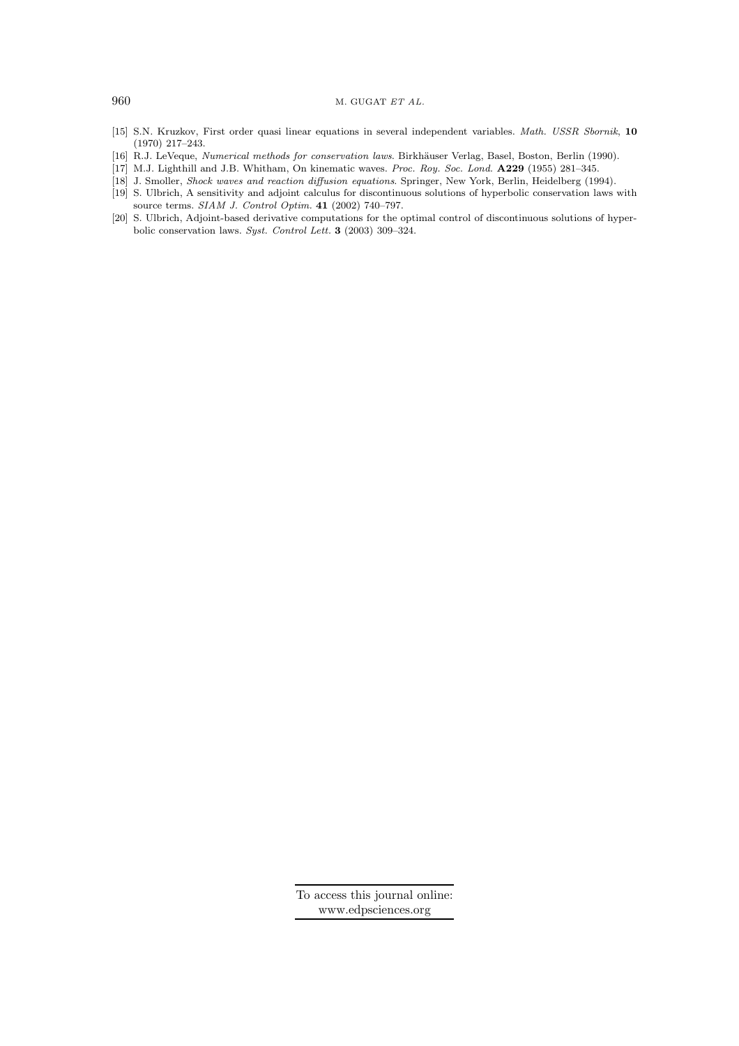[15] S.N. Kruzkov, First order quasi linear equations in several independent variables. *Math. USSR Sbornik*, **10** (1970) 217–243.

[16] R.J. LeVeque, *Numerical methods for conservation laws*. Birkhäuser Verlag, Basel, Boston, Berlin (1990).

[17] M.J. Lighthill and J.B. Whitham, On kinematic waves. *Proc. Roy. Soc. Lond.* **A229** (1955) 281–345.

[18] J. Smoller, *Shock waves and reaction diffusion equations*. Springer, New York, Berlin, Heidelberg (1994).

[19] S. Ulbrich, A sensitivity and adjoint calculus for discontinuous solutions of hyperbolic conservation laws with source terms. *SIAM J. Control Optim.* **41** (2002) 740–797.

[20] S. Ulbrich, Adjoint-based derivative computations for the optimal control of discontinuous solutions of hyperbolic conservation laws. *Syst. Control Lett.* **3** (2003) 309–324.

To access this journal online:
www.edpsciences.org